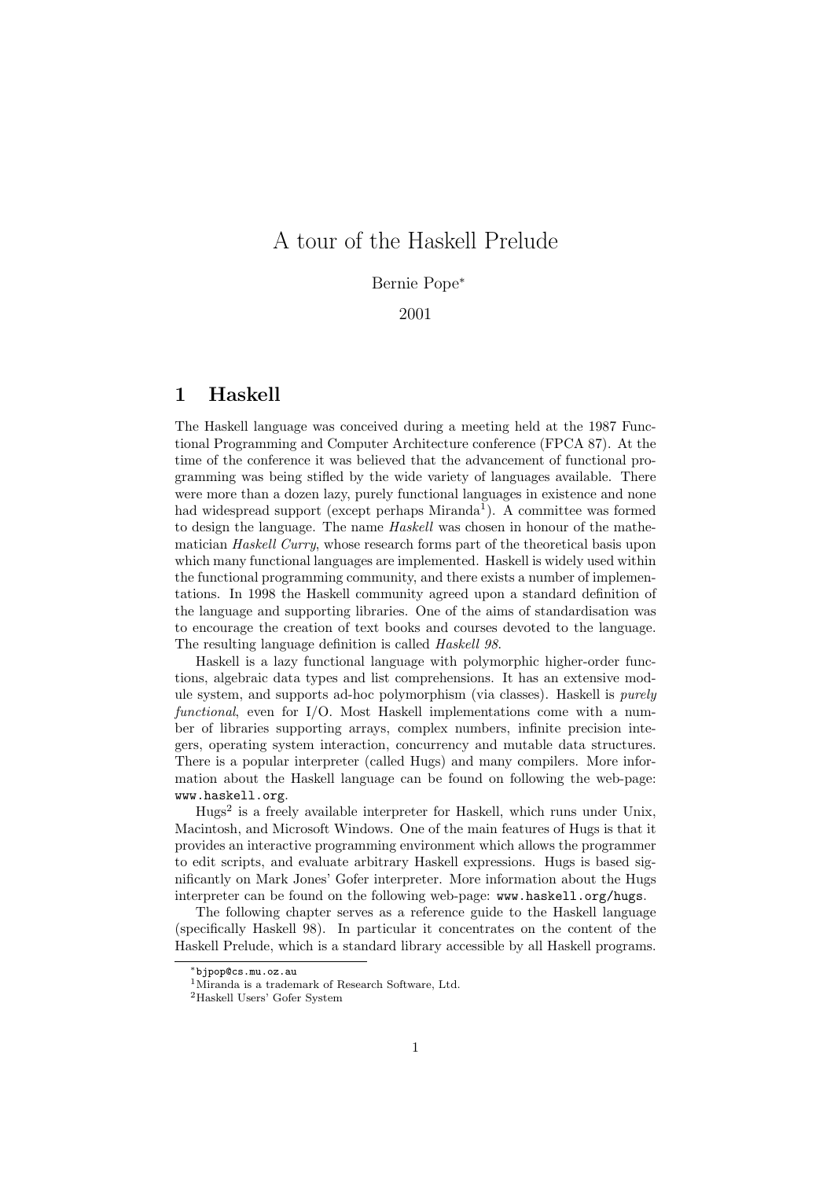# A tour of the Haskell Prelude

Bernie Pope[*]

2001

## 1 Haskell

The Haskell language was conceived during a meeting held at the 1987 Functional Programming and Computer Architecture conference (FPCA 87). At the time of the conference it was believed that the advancement of functional programming was being stifled by the wide variety of languages available. There were more than a dozen lazy, purely functional languages in existence and none had widespread support (except perhaps Miranda[1]). A committee was formed to design the language. The name *Haskell* was chosen in honour of the mathematician *Haskell Curry*, whose research forms part of the theoretical basis upon which many functional languages are implemented. Haskell is widely used within the functional programming community, and there exists a number of implementations. In 1998 the Haskell community agreed upon a standard definition of the language and supporting libraries. One of the aims of standardisation was to encourage the creation of text books and courses devoted to the language. The resulting language definition is called *Haskell 98*.

Haskell is a lazy functional language with polymorphic higher-order functions, algebraic data types and list comprehensions. It has an extensive module system, and supports ad-hoc polymorphism (via classes). Haskell is *purely functional*, even for I/O. Most Haskell implementations come with a number of libraries supporting arrays, complex numbers, infinite precision integers, operating system interaction, concurrency and mutable data structures. There is a popular interpreter (called Hugs) and many compilers. More information about the Haskell language can be found on following the web-page: `www.haskell.org`.

Hugs[2] is a freely available interpreter for Haskell, which runs under Unix, Macintosh, and Microsoft Windows. One of the main features of Hugs is that it provides an interactive programming environment which allows the programmer to edit scripts, and evaluate arbitrary Haskell expressions. Hugs is based significantly on Mark Jones' Gofer interpreter. More information about the Hugs interpreter can be found on the following web-page: `www.haskell.org/hugs`.

The following chapter serves as a reference guide to the Haskell language (specifically Haskell 98). In particular it concentrates on the content of the Haskell Prelude, which is a standard library accessible by all Haskell programs.

---

[*] `bjpop@cs.mu.oz.au`

[1] Miranda is a trademark of Research Software, Ltd.

[2] Haskell Users' Gofer System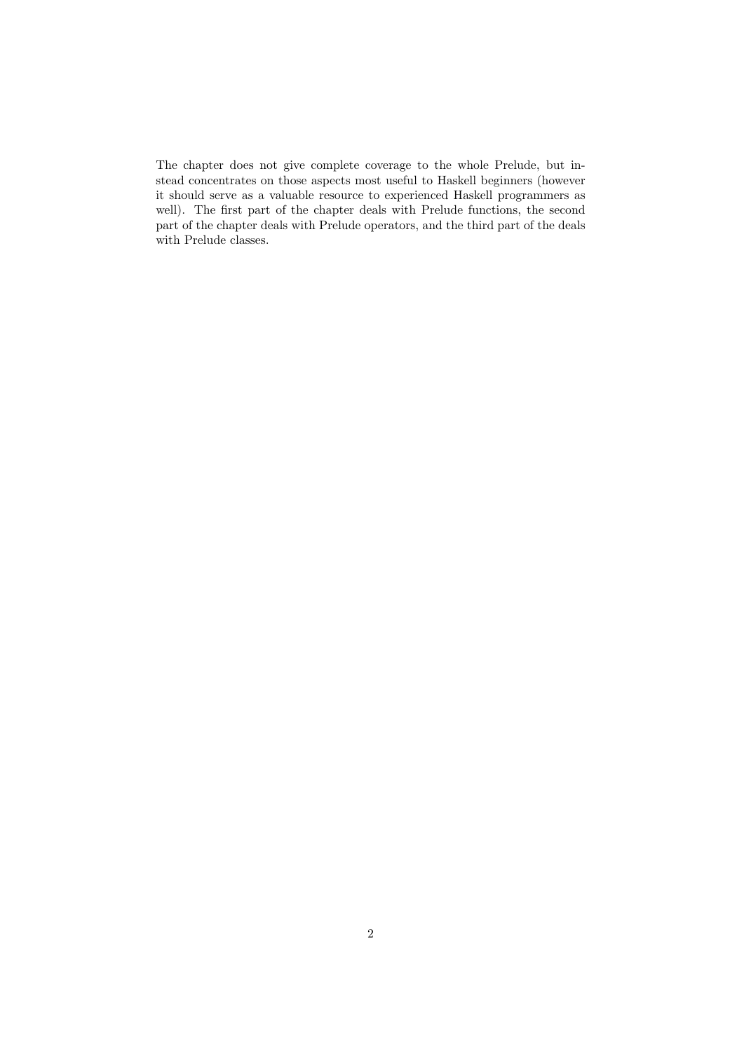The chapter does not give complete coverage to the whole Prelude, but instead concentrates on those aspects most useful to Haskell beginners (however it should serve as a valuable resource to experienced Haskell programmers as well). The first part of the chapter deals with Prelude functions, the second part of the chapter deals with Prelude operators, and the third part of the deals with Prelude classes.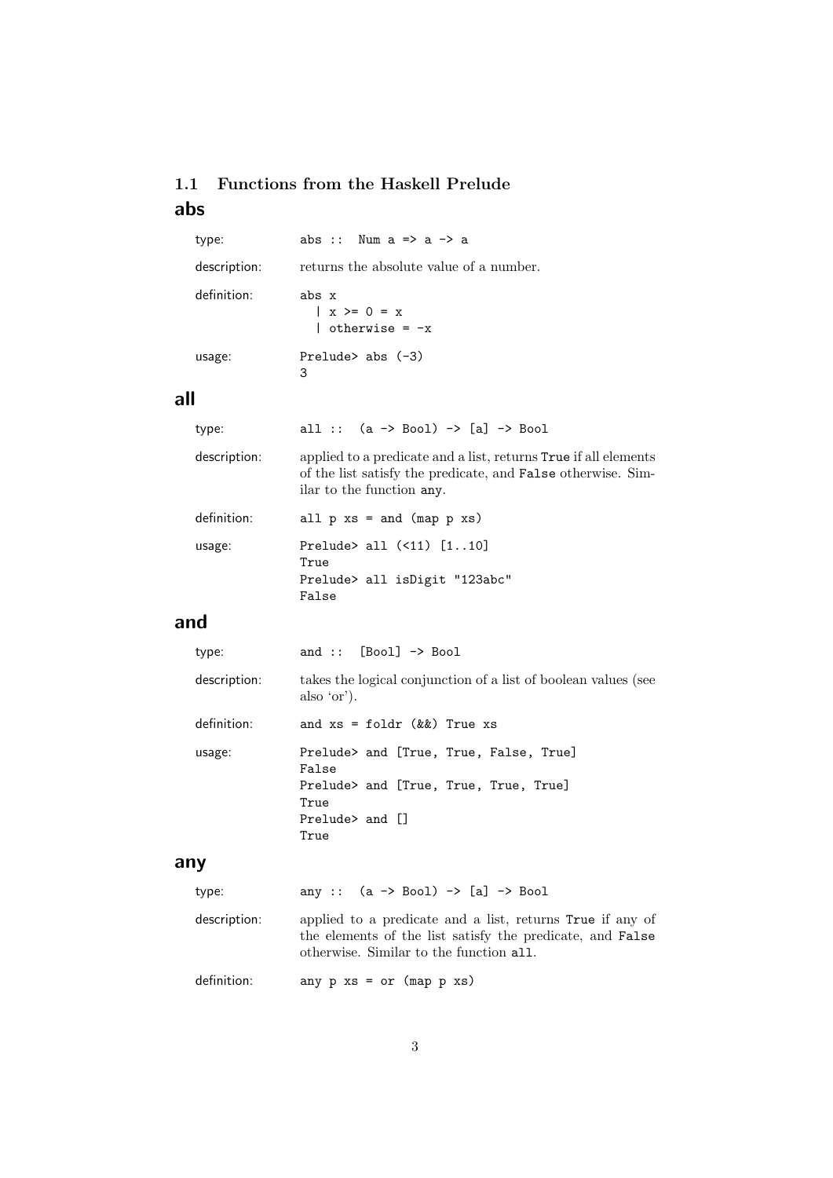### 1.1 Functions from the Haskell Prelude

## abs

type:
```
abs :: Num a => a -> a
```

description: returns the absolute value of a number.

definition:
```
abs x
  | x >= 0 = x
  | otherwise = -x
```

usage:
```
Prelude> abs (-3)
3
```

## all

type:
```
all :: (a -> Bool) -> [a] -> Bool
```

description: applied to a predicate and a list, returns `True` if all elements of the list satisfy the predicate, and `False` otherwise. Similar to the function `any`.

definition:
```
all p xs = and (map p xs)
```

usage:
```
Prelude> all (<11) [1..10]
True
Prelude> all isDigit "123abc"
False
```

## and

type:
```
and :: [Bool] -> Bool
```

description: takes the logical conjunction of a list of boolean values (see also 'or').

definition:
```
and xs = foldr (&&) True xs
```

usage:
```
Prelude> and [True, True, False, True]
False
Prelude> and [True, True, True, True]
True
Prelude> and []
True
```

## any

type:
```
any :: (a -> Bool) -> [a] -> Bool
```

description: applied to a predicate and a list, returns `True` if any of the elements of the list satisfy the predicate, and `False` otherwise. Similar to the function `all`.

definition:
```
any p xs = or (map p xs)
```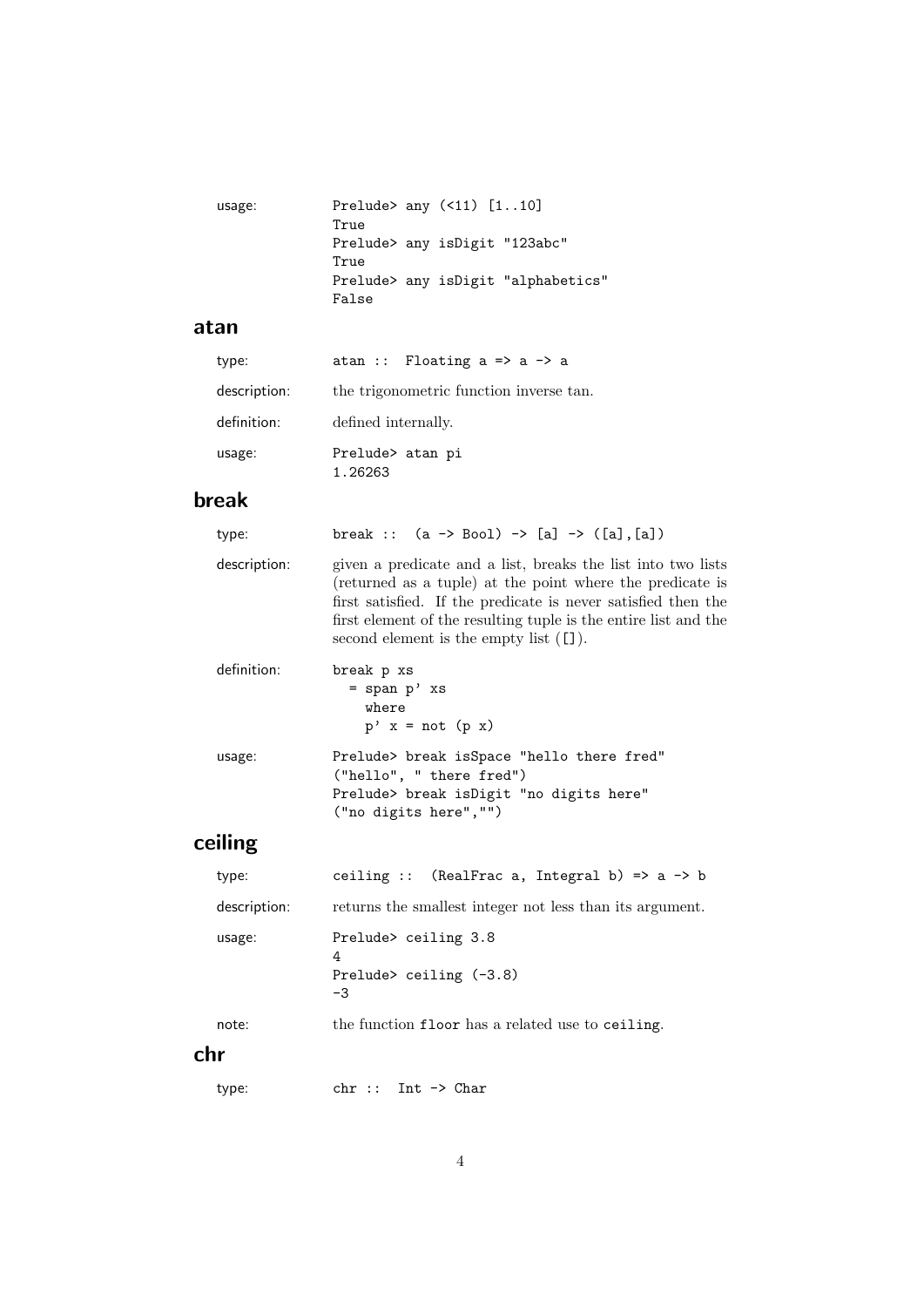usage:
```
Prelude> any (<11) [1..10]
True
Prelude> any isDigit "123abc"
True
Prelude> any isDigit "alphabetics"
False
```

## atan

type:
```
atan :: Floating a => a -> a
```

description: the trigonometric function inverse tan.

definition: defined internally.

usage:
```
Prelude> atan pi
1.26263
```

## break

type:
```
break :: (a -> Bool) -> [a] -> ([a],[a])
```

description: given a predicate and a list, breaks the list into two lists (returned as a tuple) at the point where the predicate is first satisfied. If the predicate is never satisfied then the first element of the resulting tuple is the entire list and the second element is the empty list (`[]`).

definition:
```
break p xs
  = span p' xs
    where
    p' x = not (p x)
```

usage:
```
Prelude> break isSpace "hello there fred"
("hello", " there fred")
Prelude> break isDigit "no digits here"
("no digits here","")
```

## ceiling

type:
```
ceiling :: (RealFrac a, Integral b) => a -> b
```

description: returns the smallest integer not less than its argument.

usage:
```
Prelude> ceiling 3.8
4
Prelude> ceiling (-3.8)
-3
```

note: the function `floor` has a related use to `ceiling`.

## chr

type:
```
chr :: Int -> Char
```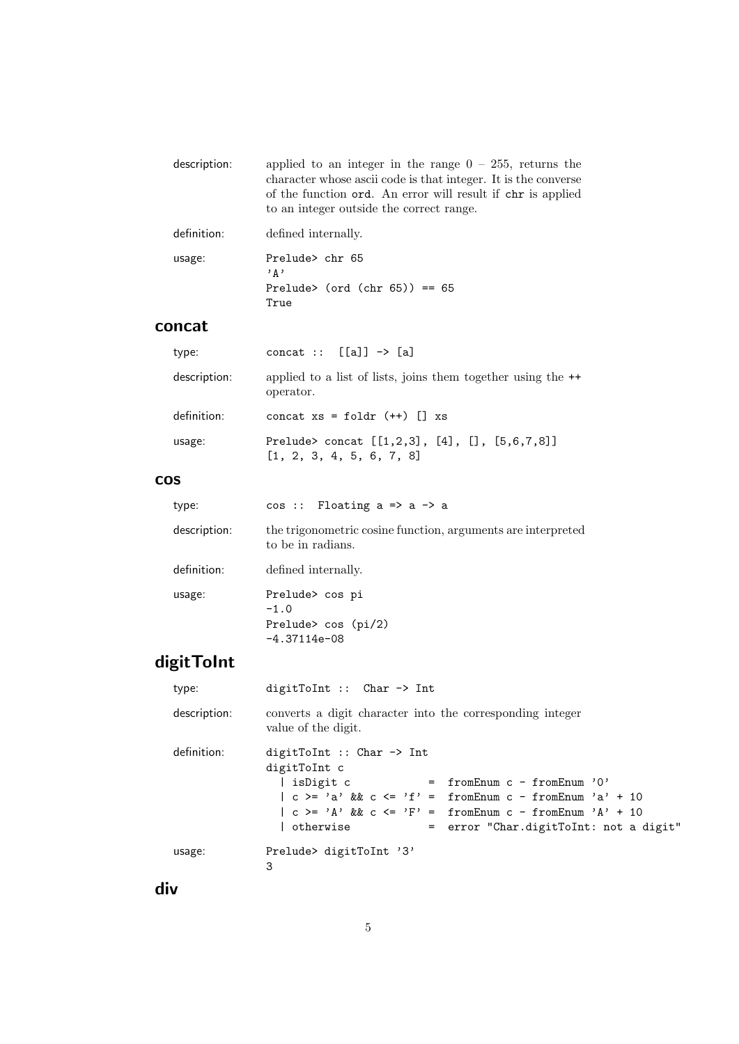description: applied to an integer in the range 0 – 255, returns the character whose ascii code is that integer. It is the converse of the function `ord`. An error will result if `chr` is applied to an integer outside the correct range.

definition: defined internally.

usage:
```
Prelude> chr 65
'A'
Prelude> (ord (chr 65)) == 65
True
```

## concat

type:
```
concat :: [[a]] -> [a]
```

description: applied to a list of lists, joins them together using the `++` operator.

definition:
```
concat xs = foldr (++) [] xs
```

usage:
```
Prelude> concat [[1,2,3], [4], [], [5,6,7,8]]
[1, 2, 3, 4, 5, 6, 7, 8]
```

## cos

type:
```
cos :: Floating a => a -> a
```

description: the trigonometric cosine function, arguments are interpreted to be in radians.

definition: defined internally.

usage:
```
Prelude> cos pi
-1.0
Prelude> cos (pi/2)
-4.37114e-08
```

## digitToInt

type:
```
digitToInt :: Char -> Int
```

description: converts a digit character into the corresponding integer value of the digit.

definition:
```
digitToInt :: Char -> Int
digitToInt c
  | isDigit c            =  fromEnum c - fromEnum '0'
  | c >= 'a' && c <= 'f' =  fromEnum c - fromEnum 'a' + 10
  | c >= 'A' && c <= 'F' =  fromEnum c - fromEnum 'A' + 10
  | otherwise            =  error "Char.digitToInt: not a digit"
```

usage:
```
Prelude> digitToInt '3'
3
```

## div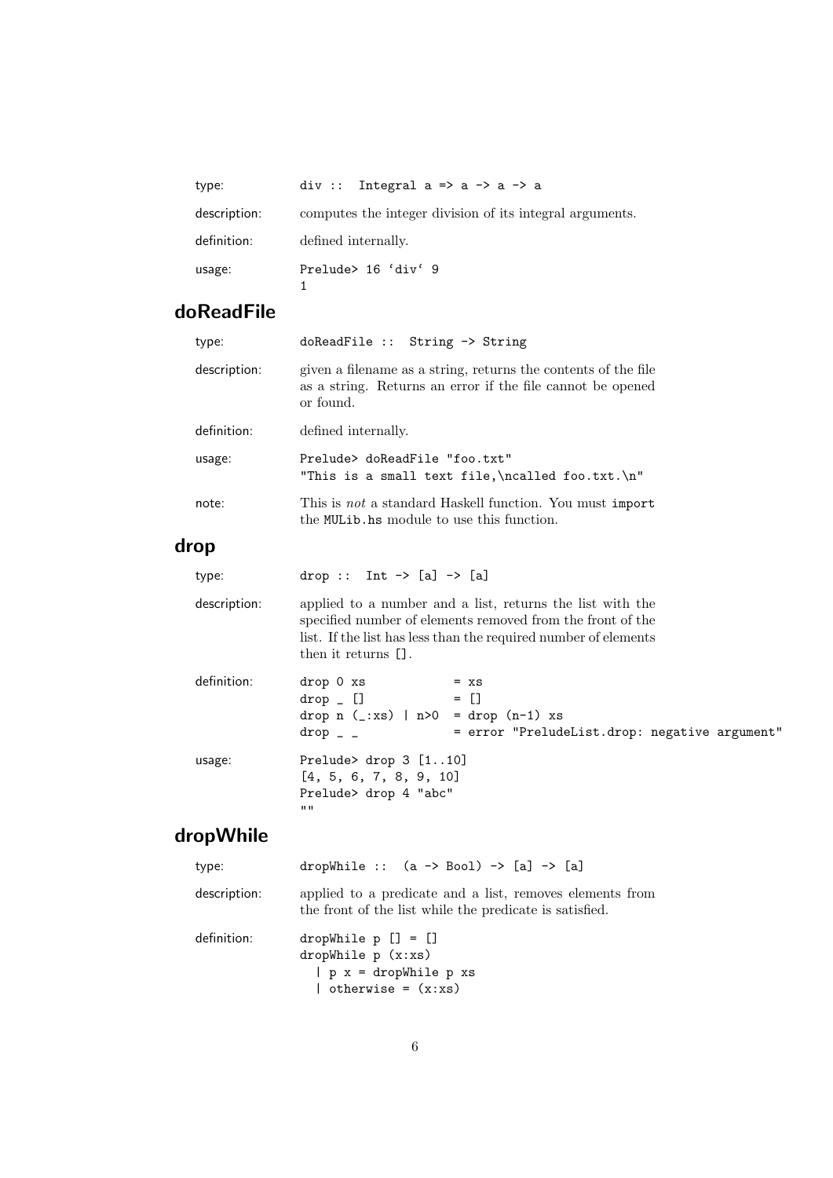type: `div :: Integral a => a -> a -> a`

description: computes the integer division of its integral arguments.

definition: defined internally.

usage:

```
Prelude> 16 `div` 9
1
```

## doReadFile

type: `doReadFile :: String -> String`

description: given a filename as a string, returns the contents of the file as a string. Returns an error if the file cannot be opened or found.

definition: defined internally.

usage:

```
Prelude> doReadFile "foo.txt"
"This is a small text file,\ncalled foo.txt.\n"
```

note: This is *not* a standard Haskell function. You must `import` the `MULib.hs` module to use this function.

## drop

type: `drop :: Int -> [a] -> [a]`

description: applied to a number and a list, returns the list with the specified number of elements removed from the front of the list. If the list has less than the required number of elements then it returns `[]`.

definition:

```
drop 0 xs            = xs
drop _ []            = []
drop n (_:xs) | n>0  = drop (n-1) xs
drop _ _             = error "PreludeList.drop: negative argument"
```

usage:

```
Prelude> drop 3 [1..10]
[4, 5, 6, 7, 8, 9, 10]
Prelude> drop 4 "abc"
""
```

## dropWhile

type: `dropWhile :: (a -> Bool) -> [a] -> [a]`

description: applied to a predicate and a list, removes elements from the front of the list while the predicate is satisfied.

definition:

```
dropWhile p [] = []
dropWhile p (x:xs)
  | p x = dropWhile p xs
  | otherwise = (x:xs)
```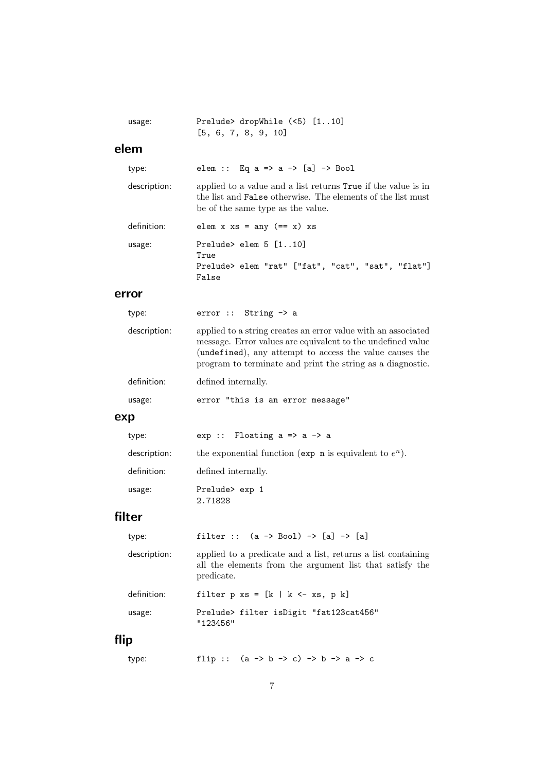usage:

```
Prelude> dropWhile (<5) [1..10]
[5, 6, 7, 8, 9, 10]
```

## elem

type:

```
elem :: Eq a => a -> [a] -> Bool
```

description: applied to a value and a list returns `True` if the value is in the list and `False` otherwise. The elements of the list must be of the same type as the value.

definition:

```
elem x xs = any (== x) xs
```

usage:

```
Prelude> elem 5 [1..10]
True
Prelude> elem "rat" ["fat", "cat", "sat", "flat"]
False
```

## error

type:

```
error :: String -> a
```

description: applied to a string creates an error value with an associated message. Error values are equivalent to the undefined value (`undefined`), any attempt to access the value causes the program to terminate and print the string as a diagnostic.

definition: defined internally.

usage:

```
error "this is an error message"
```

## exp

type:

```
exp :: Floating a => a -> a
```

description: the exponential function (`exp n` is equivalent to $e^n$).

definition: defined internally.

usage:

```
Prelude> exp 1
2.71828
```

## filter

type:

```
filter :: (a -> Bool) -> [a] -> [a]
```

description: applied to a predicate and a list, returns a list containing all the elements from the argument list that satisfy the predicate.

definition:

```
filter p xs = [k | k <- xs, p k]
```

usage:

```
Prelude> filter isDigit "fat123cat456"
"123456"
```

## flip

type:

```
flip :: (a -> b -> c) -> b -> a -> c
```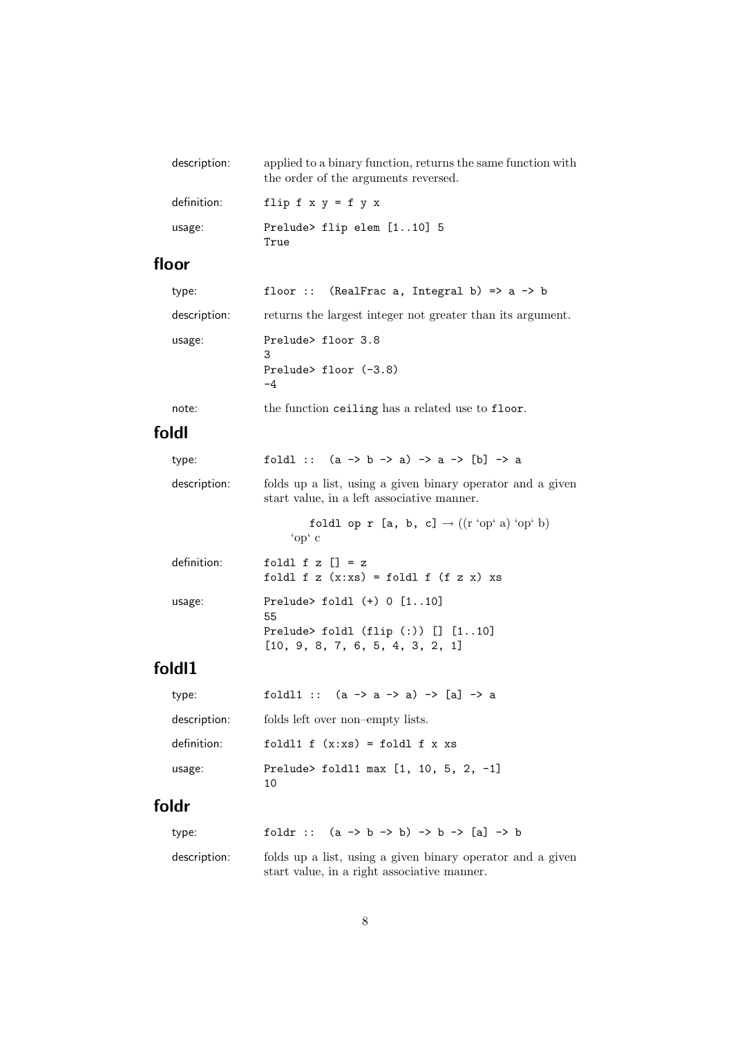description: applied to a binary function, returns the same function with the order of the arguments reversed.

definition:
```
flip f x y = f y x
```

usage:
```
Prelude> flip elem [1..10] 5
True
```

## floor

type:
```
floor :: (RealFrac a, Integral b) => a -> b
```

description: returns the largest integer not greater than its argument.

usage:
```
Prelude> floor 3.8
3
Prelude> floor (-3.8)
-4
```

note: the function `ceiling` has a related use to `floor`.

## foldl

type:
```
foldl :: (a -> b -> a) -> a -> [b] -> a
```

description: folds up a list, using a given binary operator and a given start value, in a left associative manner.

`foldl op r [a, b, c]` → ((r ‘op‘ a) ‘op‘ b) ‘op‘ c

definition:
```
foldl f z [] = z
foldl f z (x:xs) = foldl f (f z x) xs
```

usage:
```
Prelude> foldl (+) 0 [1..10]
55
Prelude> foldl (flip (:)) [] [1..10]
[10, 9, 8, 7, 6, 5, 4, 3, 2, 1]
```

## foldl1

type:
```
foldl1 :: (a -> a -> a) -> [a] -> a
```

description: folds left over non–empty lists.

definition:
```
foldl1 f (x:xs) = foldl f x xs
```

usage:
```
Prelude> foldl1 max [1, 10, 5, 2, -1]
10
```

## foldr

type:
```
foldr :: (a -> b -> b) -> b -> [a] -> b
```

description: folds up a list, using a given binary operator and a given start value, in a right associative manner.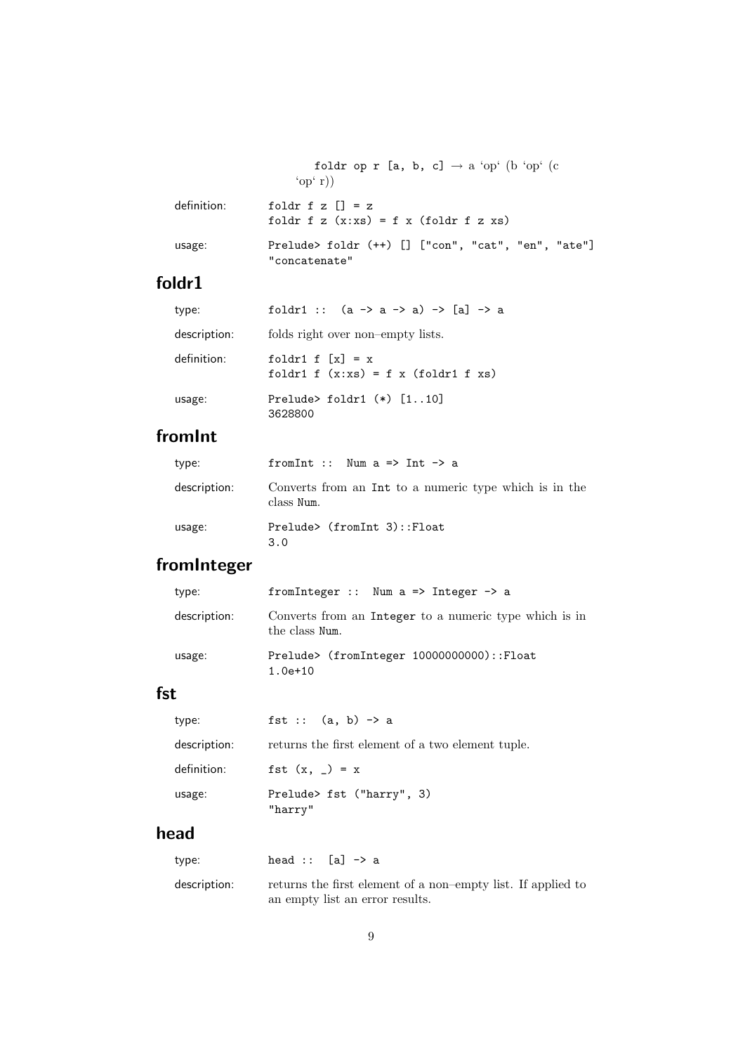foldr op r [a, b, c] → a ‘op‘ (b ‘op‘ (c ‘op‘ r))

definition:

```
foldr f z [] = z
foldr f z (x:xs) = f x (foldr f z xs)
```

usage:

```
Prelude> foldr (++) [] ["con", "cat", "en", "ate"]
"concatenate"
```

## foldr1

type:

```
foldr1 :: (a -> a -> a) -> [a] -> a
```

description: folds right over non–empty lists.

definition:

```
foldr1 f [x] = x
foldr1 f (x:xs) = f x (foldr1 f xs)
```

usage:

```
Prelude> foldr1 (*) [1..10]
3628800
```

## fromInt

type:

```
fromInt :: Num a => Int -> a
```

description: Converts from an `Int` to a numeric type which is in the class `Num`.

usage:

```
Prelude> (fromInt 3)::Float
3.0
```

## fromInteger

type:

```
fromInteger :: Num a => Integer -> a
```

description: Converts from an `Integer` to a numeric type which is in the class `Num`.

usage:

```
Prelude> (fromInteger 10000000000)::Float
1.0e+10
```

## fst

type:

```
fst :: (a, b) -> a
```

description: returns the first element of a two element tuple.

definition:

```
fst (x, _) = x
```

usage:

```
Prelude> fst ("harry", 3)
"harry"
```

## head

type:

```
head :: [a] -> a
```

description: returns the first element of a non–empty list. If applied to an empty list an error results.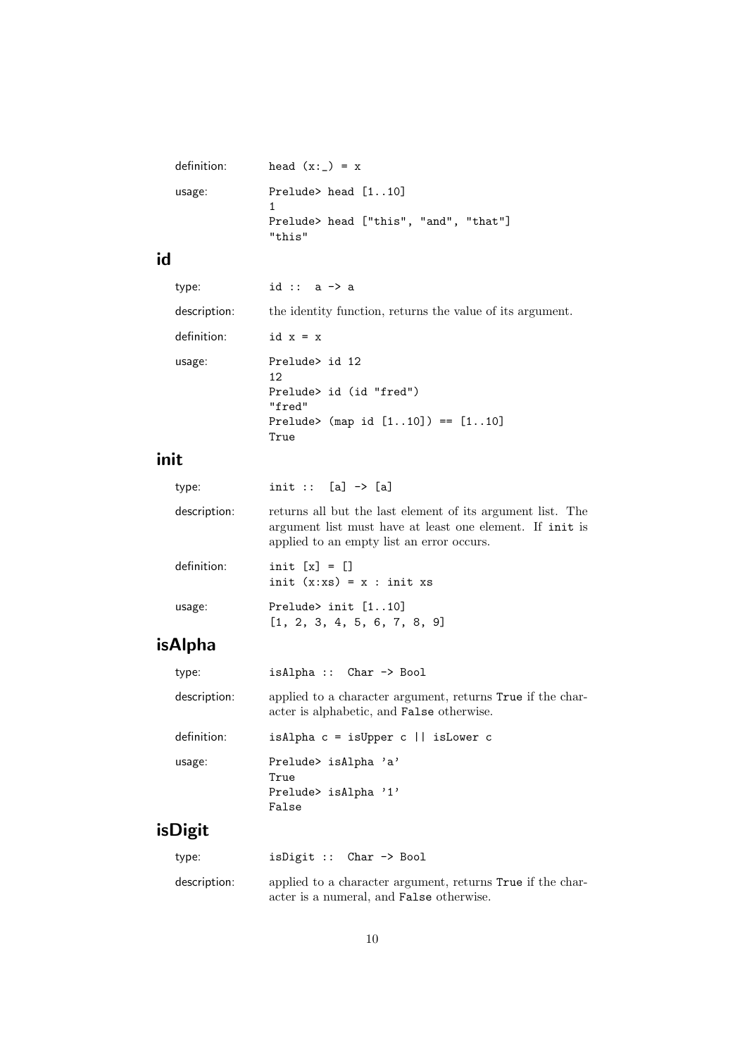definition:

```
head (x:_) = x
```

usage:

```
Prelude> head [1..10]
1
Prelude> head ["this", "and", "that"]
"this"
```

## id

type:

```
id :: a -> a
```

description: the identity function, returns the value of its argument.

definition:

```
id x = x
```

usage:

```
Prelude> id 12
12
Prelude> id (id "fred")
"fred"
Prelude> (map id [1..10]) == [1..10]
True
```

## init

type:

```
init :: [a] -> [a]
```

description: returns all but the last element of its argument list. The argument list must have at least one element. If `init` is applied to an empty list an error occurs.

definition:

```
init [x] = []
init (x:xs) = x : init xs
```

usage:

```
Prelude> init [1..10]
[1, 2, 3, 4, 5, 6, 7, 8, 9]
```

## isAlpha

type:

```
isAlpha :: Char -> Bool
```

description: applied to a character argument, returns `True` if the character is alphabetic, and `False` otherwise.

definition:

```
isAlpha c = isUpper c || isLower c
```

usage:

```
Prelude> isAlpha 'a'
True
Prelude> isAlpha '1'
False
```

## isDigit

type:

```
isDigit :: Char -> Bool
```

description: applied to a character argument, returns `True` if the character is a numeral, and `False` otherwise.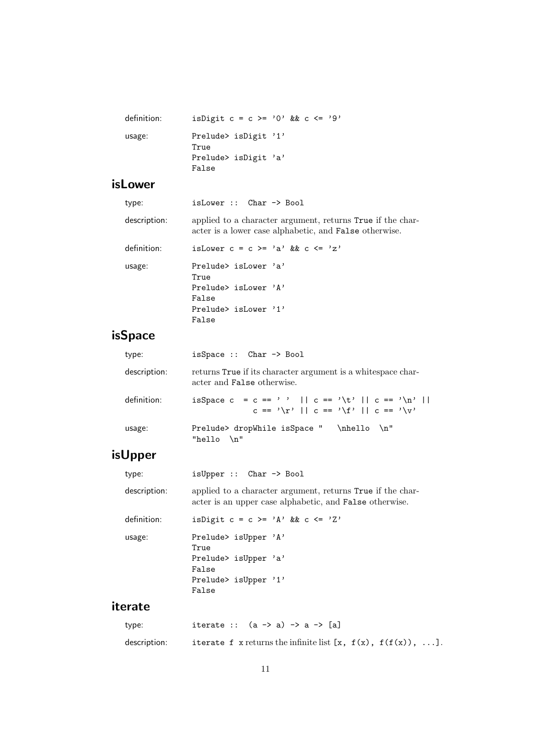definition: `isDigit c = c >= '0' && c <= '9'`

usage:

```
Prelude> isDigit '1'
True
Prelude> isDigit 'a'
False
```

## isLower

type: `isLower :: Char -> Bool`

description: applied to a character argument, returns `True` if the character is a lower case alphabetic, and `False` otherwise.

definition: `isLower c = c >= 'a' && c <= 'z'`

usage:

```
Prelude> isLower 'a'
True
Prelude> isLower 'A'
False
Prelude> isLower '1'
False
```

## isSpace

type: `isSpace :: Char -> Bool`

description: returns `True` if its character argument is a whitespace character and `False` otherwise.

definition:

```
isSpace c  = c == ' '  || c == '\t' || c == '\n' ||
             c == '\r' || c == '\f' || c == '\v'
```

usage:

```
Prelude> dropWhile isSpace "   \nhello  \n"
"hello  \n"
```

## isUpper

type: `isUpper :: Char -> Bool`

description: applied to a character argument, returns `True` if the character is an upper case alphabetic, and `False` otherwise.

definition: `isDigit c = c >= 'A' && c <= 'Z'`

usage:

```
Prelude> isUpper 'A'
True
Prelude> isUpper 'a'
False
Prelude> isUpper '1'
False
```

## iterate

type: `iterate :: (a -> a) -> a -> [a]`

description: `iterate f x` returns the infinite list `[x, f(x), f(f(x)), ...]`.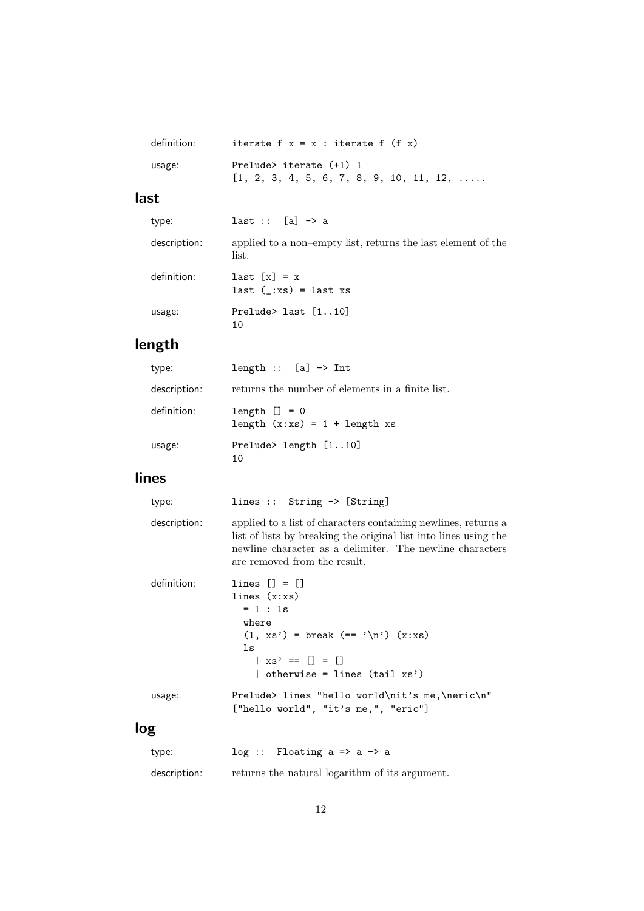definition:

```
iterate f x = x : iterate f (f x)
```

usage:

```
Prelude> iterate (+1) 1
[1, 2, 3, 4, 5, 6, 7, 8, 9, 10, 11, 12, .....
```

## last

type:

```
last :: [a] -> a
```

description: applied to a non–empty list, returns the last element of the list.

definition:

```
last [x] = x
last (_:xs) = last xs
```

usage:

```
Prelude> last [1..10]
10
```

## length

type:

```
length :: [a] -> Int
```

description: returns the number of elements in a finite list.

definition:

```
length [] = 0
length (x:xs) = 1 + length xs
```

usage:

```
Prelude> length [1..10]
10
```

## lines

type:

```
lines :: String -> [String]
```

description: applied to a list of characters containing newlines, returns a list of lists by breaking the original list into lines using the newline character as a delimiter. The newline characters are removed from the result.

definition:

```
lines [] = []
lines (x:xs)
  = l : ls
  where
  (l, xs') = break (== '\n') (x:xs)
  ls
    | xs' == [] = []
    | otherwise = lines (tail xs')
```

usage:

```
Prelude> lines "hello world\nit's me,\neric\n"
["hello world", "it's me,", "eric"]
```

## log

type:

```
log :: Floating a => a -> a
```

description: returns the natural logarithm of its argument.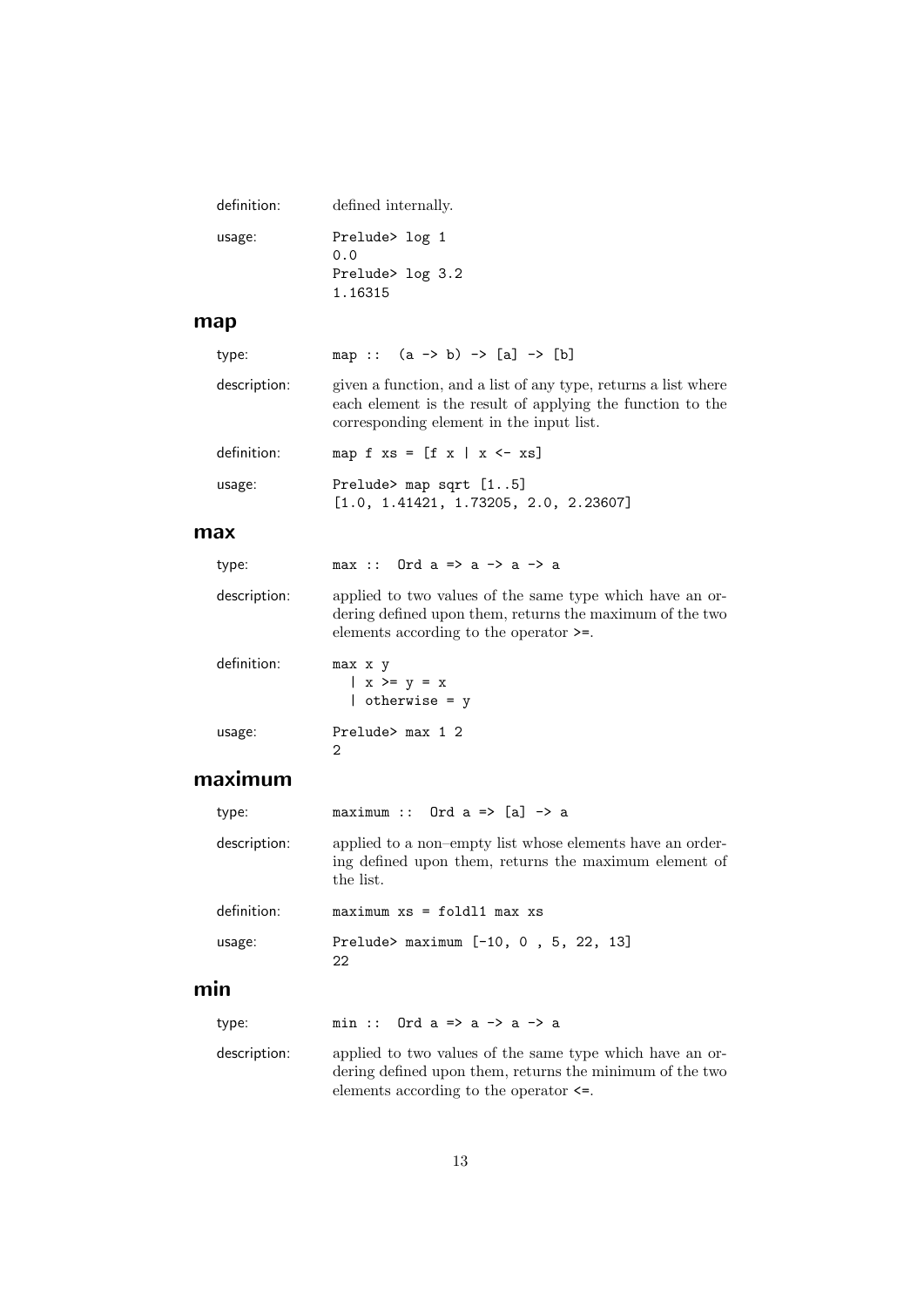definition: defined internally.

usage:
```
Prelude> log 1
0.0
Prelude> log 3.2
1.16315
```

## map

type:
```
map :: (a -> b) -> [a] -> [b]
```

description: given a function, and a list of any type, returns a list where each element is the result of applying the function to the corresponding element in the input list.

definition:
```
map f xs = [f x | x <- xs]
```

usage:
```
Prelude> map sqrt [1..5]
[1.0, 1.41421, 1.73205, 2.0, 2.23607]
```

## max

type:
```
max :: Ord a => a -> a -> a
```

description: applied to two values of the same type which have an ordering defined upon them, returns the maximum of the two elements according to the operator `>=`.

definition:
```
max x y
  | x >= y = x
  | otherwise = y
```

usage:
```
Prelude> max 1 2
2
```

## maximum

type:
```
maximum :: Ord a => [a] -> a
```

description: applied to a non–empty list whose elements have an ordering defined upon them, returns the maximum element of the list.

definition:
```
maximum xs = foldl1 max xs
```

usage:
```
Prelude> maximum [-10, 0 , 5, 22, 13]
22
```

## min

type:
```
min :: Ord a => a -> a -> a
```

description: applied to two values of the same type which have an ordering defined upon them, returns the minimum of the two elements according to the operator `<=`.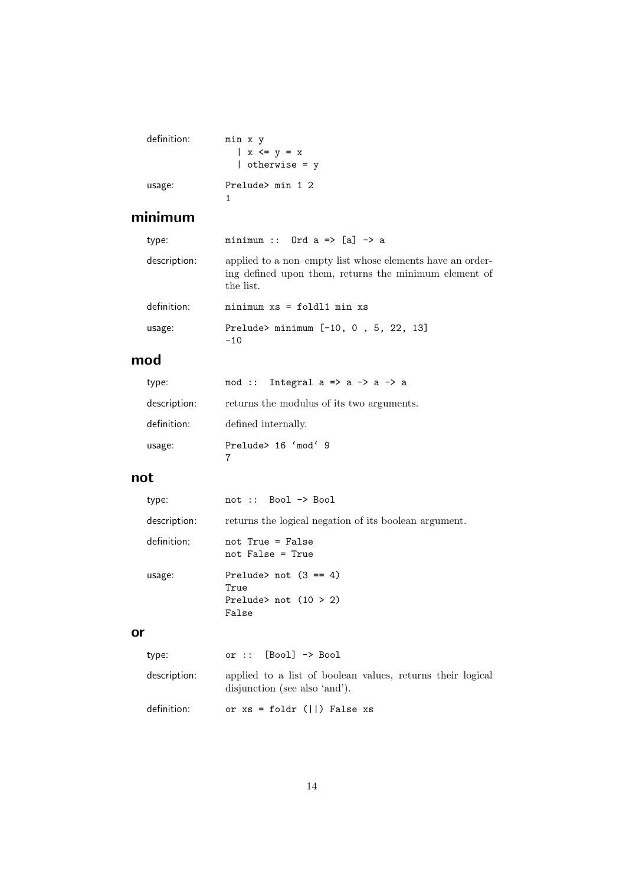definition:

```
min x y
  | x <= y = x
  | otherwise = y
```

usage:

```
Prelude> min 1 2
1
```

## minimum

type:

```
minimum :: Ord a => [a] -> a
```

description: applied to a non–empty list whose elements have an ordering defined upon them, returns the minimum element of the list.

definition:

```
minimum xs = foldl1 min xs
```

usage:

```
Prelude> minimum [-10, 0 , 5, 22, 13]
-10
```

## mod

type:

```
mod :: Integral a => a -> a -> a
```

description: returns the modulus of its two arguments.

definition: defined internally.

usage:

```
Prelude> 16 `mod` 9
7
```

## not

type:

```
not :: Bool -> Bool
```

description: returns the logical negation of its boolean argument.

definition:

```
not True = False
not False = True
```

usage:

```
Prelude> not (3 == 4)
True
Prelude> not (10 > 2)
False
```

## or

type:

```
or :: [Bool] -> Bool
```

description: applied to a list of boolean values, returns their logical disjunction (see also 'and').

definition:

```
or xs = foldr (||) False xs
```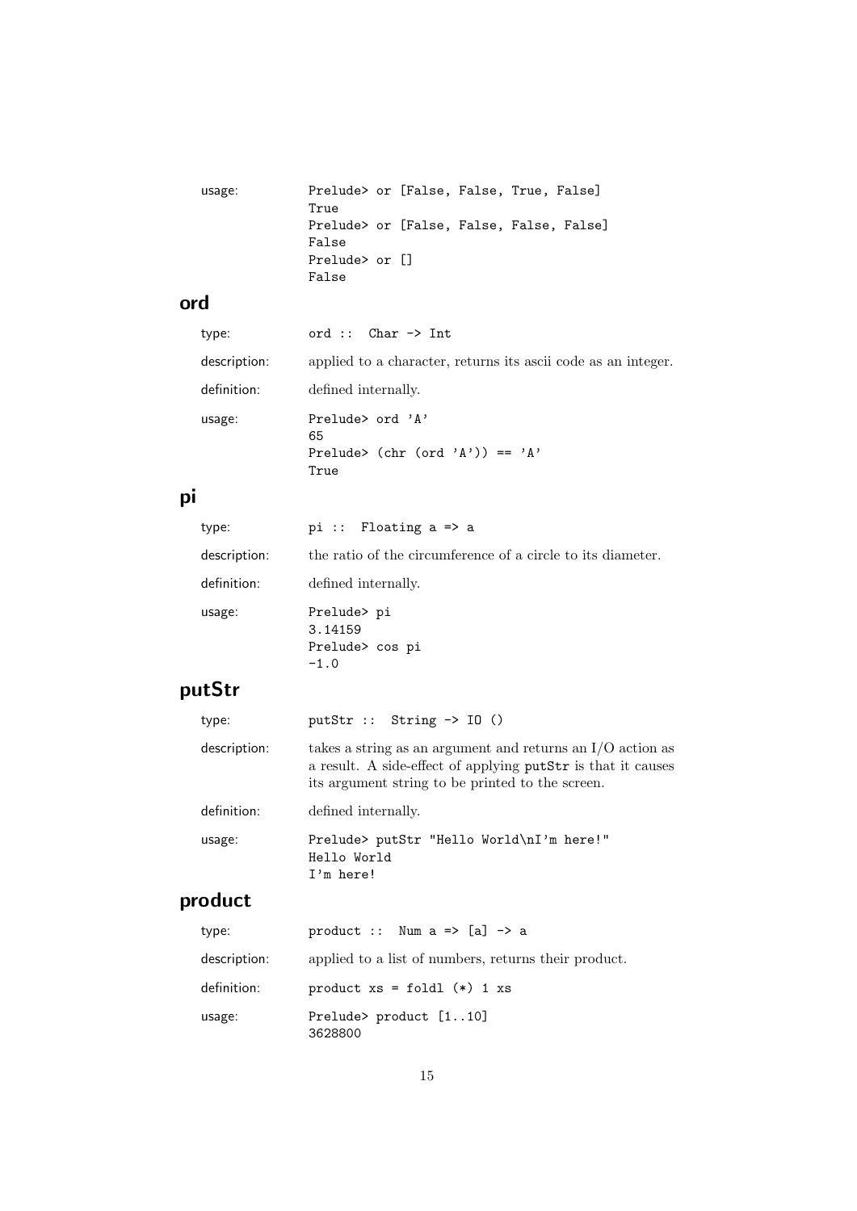usage:

```
Prelude> or [False, False, True, False]
True
Prelude> or [False, False, False, False]
False
Prelude> or []
False
```

## ord

type:

```
ord :: Char -> Int
```

description: applied to a character, returns its ascii code as an integer.

definition: defined internally.

usage:

```
Prelude> ord 'A'
65
Prelude> (chr (ord 'A')) == 'A'
True
```

## pi

type:

```
pi :: Floating a => a
```

description: the ratio of the circumference of a circle to its diameter.

definition: defined internally.

usage:

```
Prelude> pi
3.14159
Prelude> cos pi
-1.0
```

## putStr

type:

```
putStr :: String -> IO ()
```

description: takes a string as an argument and returns an I/O action as a result. A side-effect of applying `putStr` is that it causes its argument string to be printed to the screen.

definition: defined internally.

usage:

```
Prelude> putStr "Hello World\nI'm here!"
Hello World
I'm here!
```

## product

type:

```
product :: Num a => [a] -> a
```

description: applied to a list of numbers, returns their product.

definition:

```
product xs = foldl (*) 1 xs
```

usage:

```
Prelude> product [1..10]
3628800
```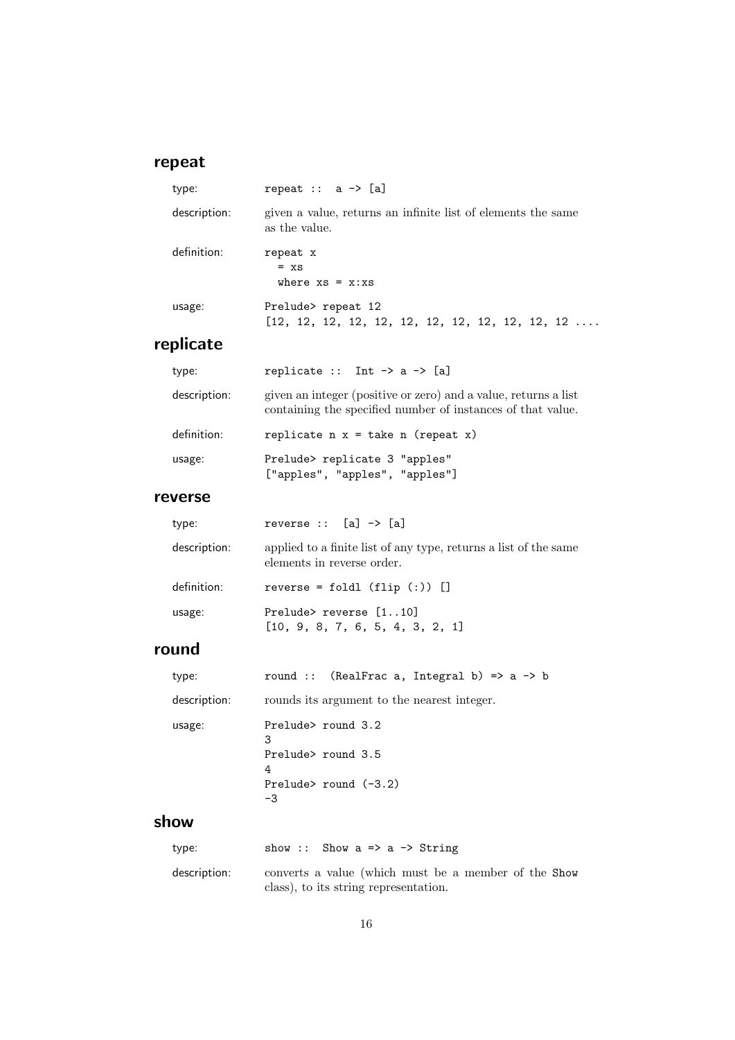## repeat

type:
```
repeat ::  a -> [a]
```

description: given a value, returns an infinite list of elements the same as the value.

definition:
```
repeat x
  = xs
  where xs = x:xs
```

usage:
```
Prelude> repeat 12
[12, 12, 12, 12, 12, 12, 12, 12, 12, 12, 12, 12 ....
```

## replicate

type:
```
replicate ::  Int -> a -> [a]
```

description: given an integer (positive or zero) and a value, returns a list containing the specified number of instances of that value.

definition:
```
replicate n x = take n (repeat x)
```

usage:
```
Prelude> replicate 3 "apples"
["apples", "apples", "apples"]
```

## reverse

type:
```
reverse ::  [a] -> [a]
```

description: applied to a finite list of any type, returns a list of the same elements in reverse order.

definition:
```
reverse = foldl (flip (:)) []
```

usage:
```
Prelude> reverse [1..10]
[10, 9, 8, 7, 6, 5, 4, 3, 2, 1]
```

## round

type:
```
round ::  (RealFrac a, Integral b) => a -> b
```

description: rounds its argument to the nearest integer.

usage:
```
Prelude> round 3.2
3
Prelude> round 3.5
4
Prelude> round (-3.2)
-3
```

## show

type:
```
show ::  Show a => a -> String
```

description: converts a value (which must be a member of the `Show` class), to its string representation.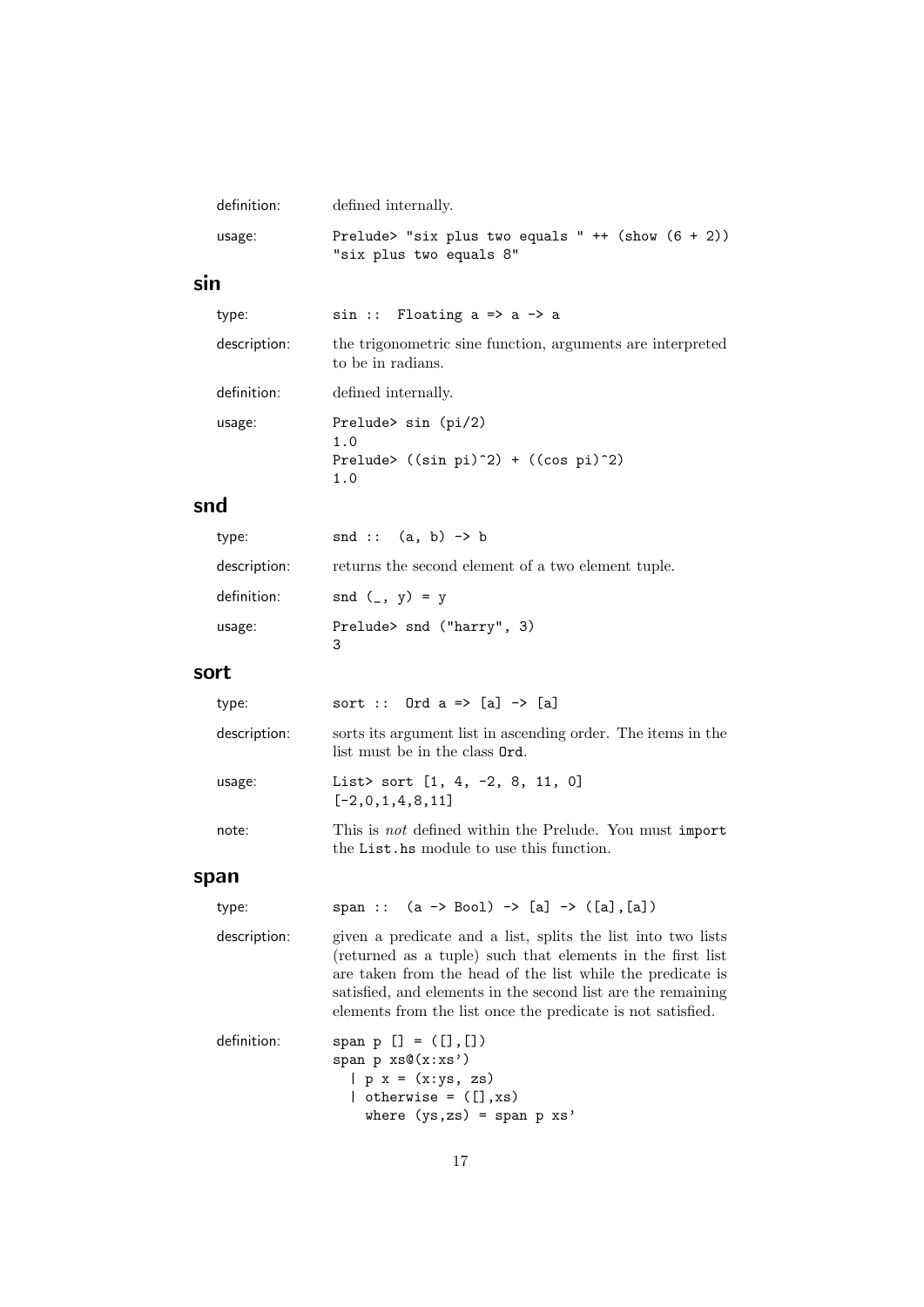definition: defined internally.

usage:

```
Prelude> "six plus two equals " ++ (show (6 + 2))
"six plus two equals 8"
```

## sin

type:

```
sin :: Floating a => a -> a
```

description: the trigonometric sine function, arguments are interpreted to be in radians.

definition: defined internally.

usage:

```
Prelude> sin (pi/2)
1.0
Prelude> ((sin pi)^2) + ((cos pi)^2)
1.0
```

## snd

type:

```
snd :: (a, b) -> b
```

description: returns the second element of a two element tuple.

definition:

```
snd (_, y) = y
```

usage:

```
Prelude> snd ("harry", 3)
3
```

## sort

type:

```
sort :: Ord a => [a] -> [a]
```

description: sorts its argument list in ascending order. The items in the list must be in the class `Ord`.

usage:

```
List> sort [1, 4, -2, 8, 11, 0]
[-2,0,1,4,8,11]
```

note: This is *not* defined within the Prelude. You must `import` the `List.hs` module to use this function.

## span

type:

```
span :: (a -> Bool) -> [a] -> ([a],[a])
```

description: given a predicate and a list, splits the list into two lists (returned as a tuple) such that elements in the first list are taken from the head of the list while the predicate is satisfied, and elements in the second list are the remaining elements from the list once the predicate is not satisfied.

definition:

```
span p [] = ([],[])
span p xs@(x:xs')
  | p x = (x:ys, zs)
  | otherwise = ([],xs)
    where (ys,zs) = span p xs'
```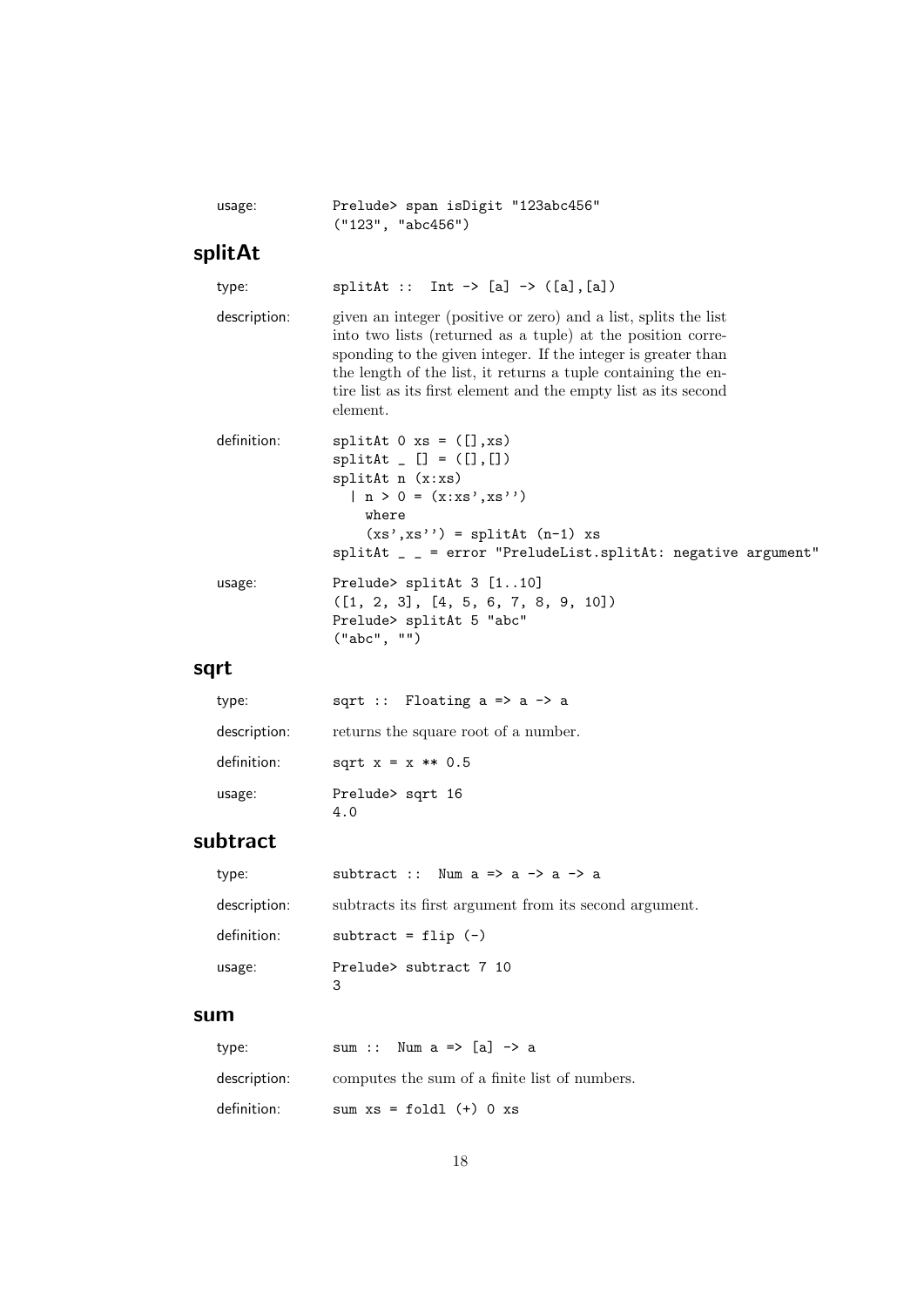usage:

```
Prelude> span isDigit "123abc456"
("123", "abc456")
```

## splitAt

type:

```
splitAt :: Int -> [a] -> ([a],[a])
```

description: given an integer (positive or zero) and a list, splits the list into two lists (returned as a tuple) at the position corresponding to the given integer. If the integer is greater than the length of the list, it returns a tuple containing the entire list as its first element and the empty list as its second element.

definition:

```
splitAt 0 xs = ([],xs)
splitAt _ [] = ([],[])
splitAt n (x:xs)
  | n > 0 = (x:xs',xs'')
    where
    (xs',xs'') = splitAt (n-1) xs
splitAt _ _ = error "PreludeList.splitAt: negative argument"
```

usage:

```
Prelude> splitAt 3 [1..10]
([1, 2, 3], [4, 5, 6, 7, 8, 9, 10])
Prelude> splitAt 5 "abc"
("abc", "")
```

## sqrt

type:

```
sqrt :: Floating a => a -> a
```

description: returns the square root of a number.

definition:

```
sqrt x = x ** 0.5
```

usage:

```
Prelude> sqrt 16
4.0
```

## subtract

type:

```
subtract :: Num a => a -> a -> a
```

description: subtracts its first argument from its second argument.

definition:

```
subtract = flip (-)
```

usage:

```
Prelude> subtract 7 10
3
```

## sum

type:

```
sum :: Num a => [a] -> a
```

description: computes the sum of a finite list of numbers.

definition:

```
sum xs = foldl (+) 0 xs
```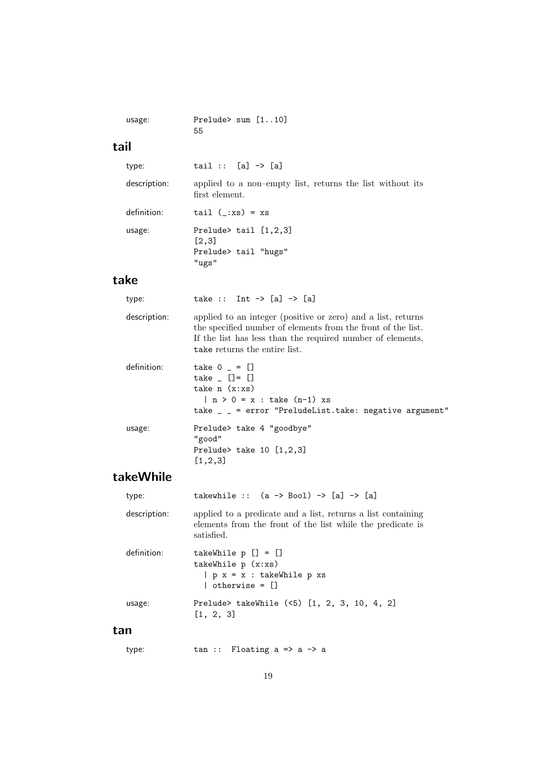usage:

```
Prelude> sum [1..10]
55
```

## tail

type:

```
tail :: [a] -> [a]
```

description: applied to a non–empty list, returns the list without its first element.

definition:

```
tail (_:xs) = xs
```

usage:

```
Prelude> tail [1,2,3]
[2,3]
Prelude> tail "hugs"
"ugs"
```

## take

type:

```
take :: Int -> [a] -> [a]
```

description: applied to an integer (positive or zero) and a list, returns the specified number of elements from the front of the list. If the list has less than the required number of elements, `take` returns the entire list.

definition:

```
take 0 _ = []
take _ []= []
take n (x:xs)
  | n > 0 = x : take (n-1) xs
take _ _ = error "PreludeList.take: negative argument"
```

usage:

```
Prelude> take 4 "goodbye"
"good"
Prelude> take 10 [1,2,3]
[1,2,3]
```

## takeWhile

type:

```
takewhile :: (a -> Bool) -> [a] -> [a]
```

description: applied to a predicate and a list, returns a list containing elements from the front of the list while the predicate is satisfied.

definition:

```
takeWhile p [] = []
takeWhile p (x:xs)
  | p x = x : takeWhile p xs
  | otherwise = []
```

usage:

```
Prelude> takeWhile (<5) [1, 2, 3, 10, 4, 2]
[1, 2, 3]
```

## tan

type:

```
tan :: Floating a => a -> a
```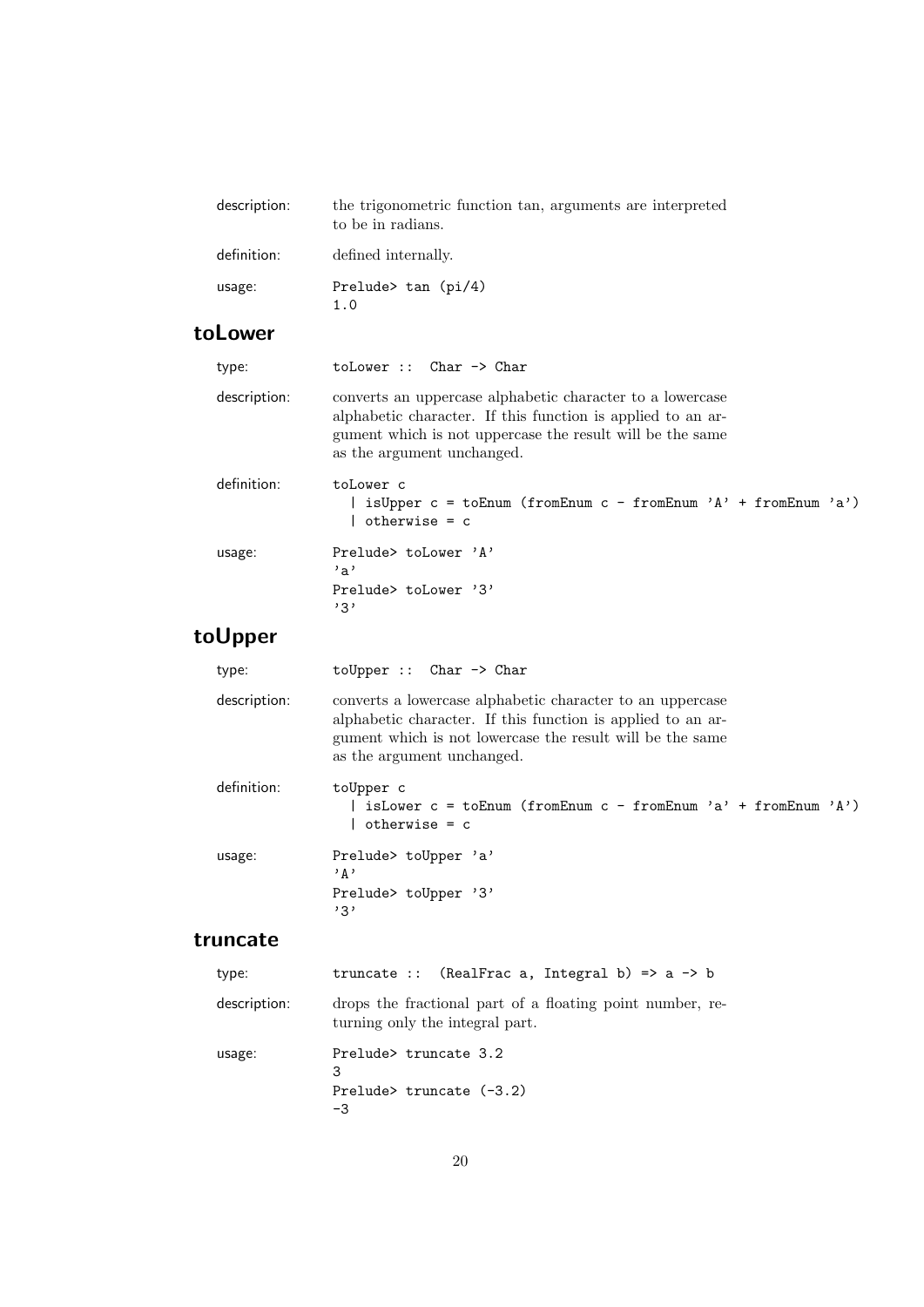description: the trigonometric function tan, arguments are interpreted to be in radians.

definition: defined internally.

usage:
```
Prelude> tan (pi/4)
1.0
```

## toLower

type:
```
toLower :: Char -> Char
```

description: converts an uppercase alphabetic character to a lowercase alphabetic character. If this function is applied to an argument which is not uppercase the result will be the same as the argument unchanged.

definition:
```
toLower c
  | isUpper c = toEnum (fromEnum c - fromEnum 'A' + fromEnum 'a')
  | otherwise = c
```

usage:
```
Prelude> toLower 'A'
'a'
Prelude> toLower '3'
'3'
```

## toUpper

type:
```
toUpper :: Char -> Char
```

description: converts a lowercase alphabetic character to an uppercase alphabetic character. If this function is applied to an argument which is not lowercase the result will be the same as the argument unchanged.

definition:
```
toUpper c
  | isLower c = toEnum (fromEnum c - fromEnum 'a' + fromEnum 'A')
  | otherwise = c
```

usage:
```
Prelude> toUpper 'a'
'A'
Prelude> toUpper '3'
'3'
```

## truncate

type:
```
truncate :: (RealFrac a, Integral b) => a -> b
```

description: drops the fractional part of a floating point number, returning only the integral part.

usage:
```
Prelude> truncate 3.2
3
Prelude> truncate (-3.2)
-3
```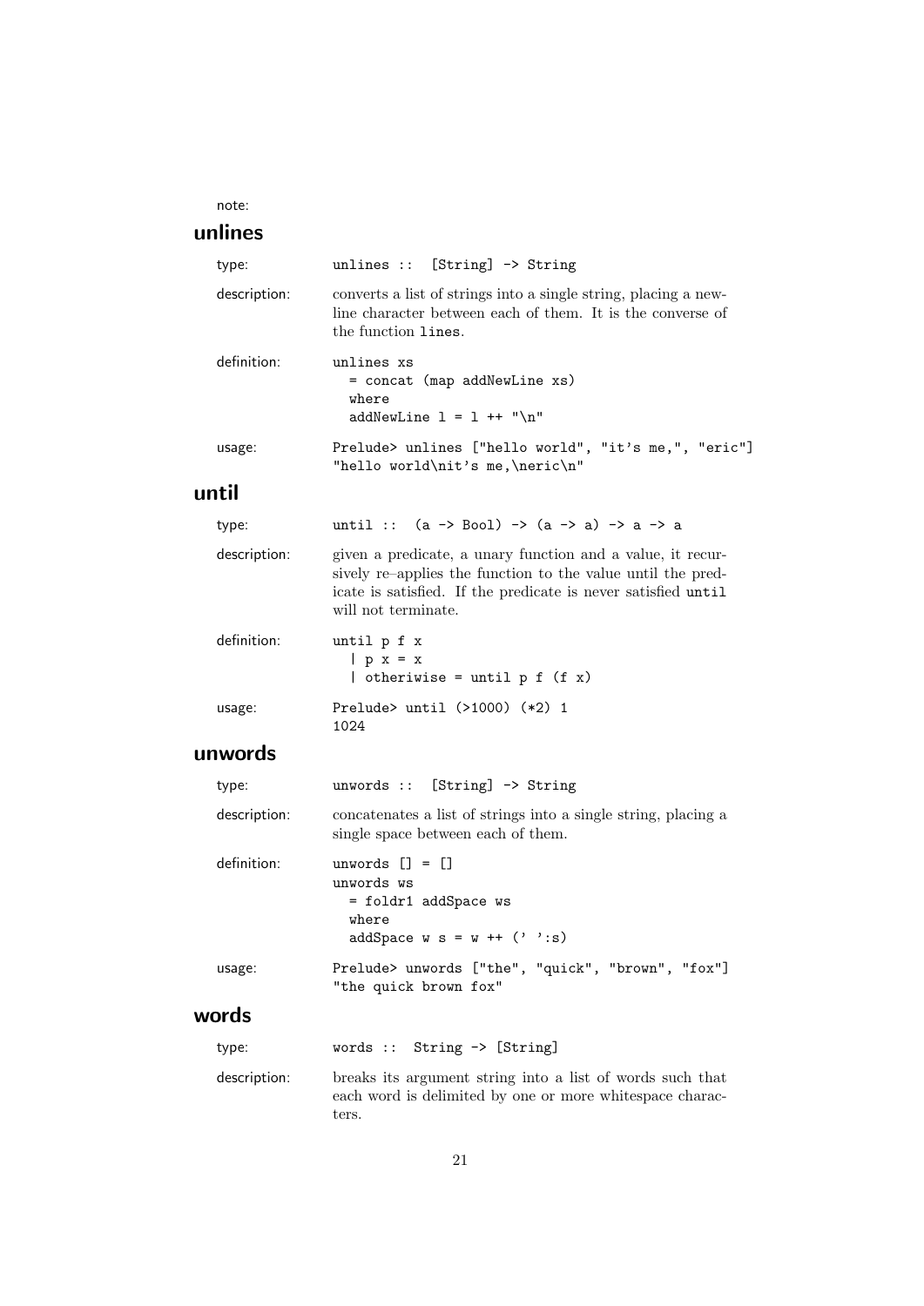note:

## unlines

type:
```
unlines :: [String] -> String
```

description: converts a list of strings into a single string, placing a newline character between each of them. It is the converse of the function `lines`.

definition:
```
unlines xs
  = concat (map addNewLine xs)
  where
  addNewLine l = l ++ "\n"
```

usage:
```
Prelude> unlines ["hello world", "it's me,", "eric"]
"hello world\nit's me,\neric\n"
```

## until

type:
```
until :: (a -> Bool) -> (a -> a) -> a -> a
```

description: given a predicate, a unary function and a value, it recursively re–applies the function to the value until the predicate is satisfied. If the predicate is never satisfied `until` will not terminate.

definition:
```
until p f x
  | p x = x
  | otheriwise = until p f (f x)
```

usage:
```
Prelude> until (>1000) (*2) 1
1024
```

## unwords

type:
```
unwords :: [String] -> String
```

description: concatenates a list of strings into a single string, placing a single space between each of them.

definition:
```
unwords [] = []
unwords ws
  = foldr1 addSpace ws
  where
  addSpace w s = w ++ (' ':s)
```

usage:
```
Prelude> unwords ["the", "quick", "brown", "fox"]
"the quick brown fox"
```

## words

type:
```
words :: String -> [String]
```

description: breaks its argument string into a list of words such that each word is delimited by one or more whitespace characters.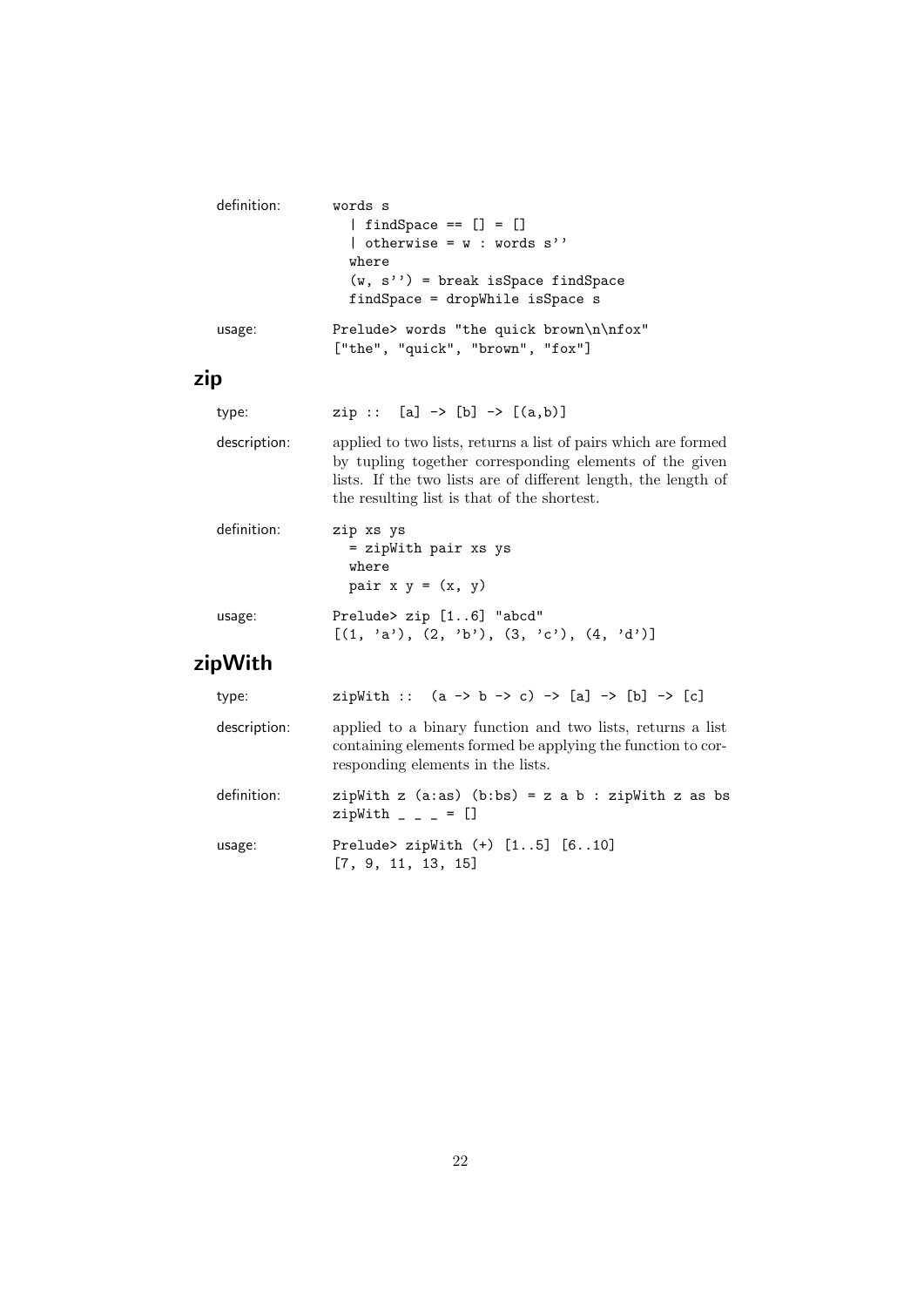definition:

```
words s
  | findSpace == [] = []
  | otherwise = w : words s''
  where
  (w, s'') = break isSpace findSpace
  findSpace = dropWhile isSpace s
```

usage:

```
Prelude> words "the quick brown\n\nfox"
["the", "quick", "brown", "fox"]
```

## zip

type:

```
zip ::  [a] -> [b] -> [(a,b)]
```

description: applied to two lists, returns a list of pairs which are formed by tupling together corresponding elements of the given lists. If the two lists are of different length, the length of the resulting list is that of the shortest.

definition:

```
zip xs ys
  = zipWith pair xs ys
  where
  pair x y = (x, y)
```

usage:

```
Prelude> zip [1..6] "abcd"
[(1, 'a'), (2, 'b'), (3, 'c'), (4, 'd')]
```

## zipWith

type:

```
zipWith ::  (a -> b -> c) -> [a] -> [b] -> [c]
```

description: applied to a binary function and two lists, returns a list containing elements formed be applying the function to corresponding elements in the lists.

definition:

```
zipWith z (a:as) (b:bs) = z a b : zipWith z as bs
zipWith _ _ _ = []
```

usage:

```
Prelude> zipWith (+) [1..5] [6..10]
[7, 9, 11, 13, 15]
```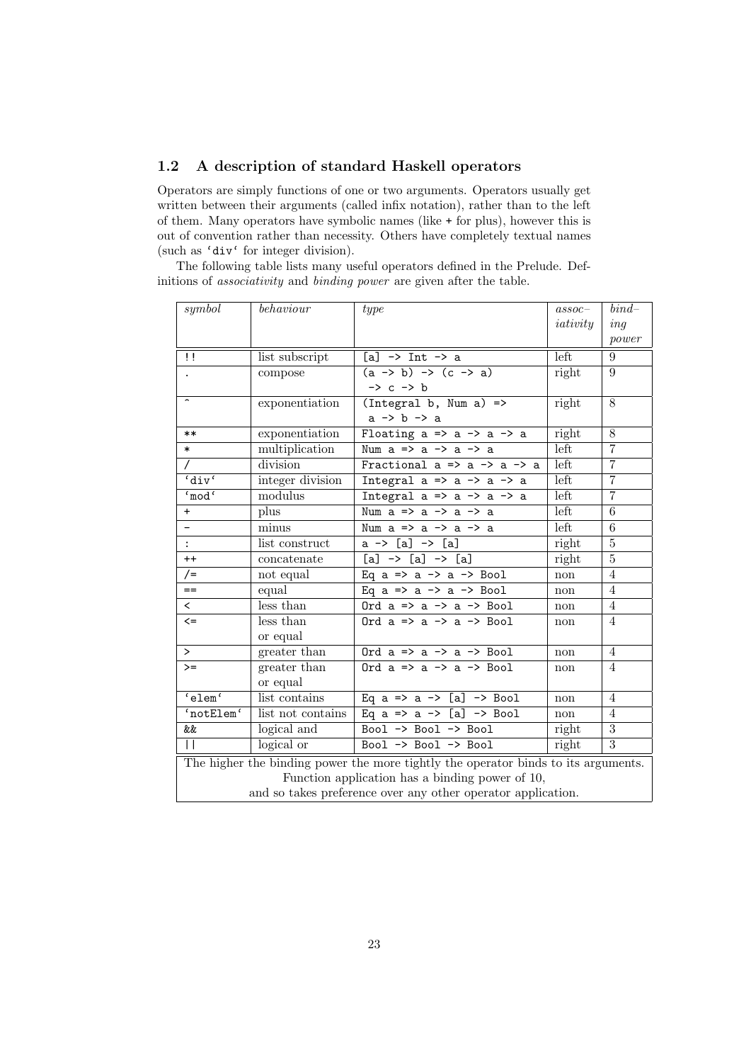## 1.2 A description of standard Haskell operators

Operators are simply functions of one or two arguments. Operators usually get written between their arguments (called infix notation), rather than to the left of them. Many operators have symbolic names (like `+` for plus), however this is out of convention rather than necessity. Others have completely textual names (such as `‘div‘` for integer division).

The following table lists many useful operators defined in the Prelude. Definitions of *associativity* and *binding power* are given after the table.

| *symbol* | *behaviour* | *type* | *assoc–iativity* | *bind–ing power* |
|---|---|---|---|---|
| `!!` | list subscript | `[a] -> Int -> a` | left | 9 |
| `.` | compose | `(a -> b) -> (c -> a) -> c -> b` | right | 9 |
| `^` | exponentiation | `(Integral b, Num a) => a -> b -> a` | right | 8 |
| `**` | exponentiation | `Floating a => a -> a -> a` | right | 8 |
| `*` | multiplication | `Num a => a -> a -> a` | left | 7 |
| `/` | division | `Fractional a => a -> a -> a` | left | 7 |
| `‘div‘` | integer division | `Integral a => a -> a -> a` | left | 7 |
| `‘mod‘` | modulus | `Integral a => a -> a -> a` | left | 7 |
| `+` | plus | `Num a => a -> a -> a` | left | 6 |
| `-` | minus | `Num a => a -> a -> a` | left | 6 |
| `:` | list construct | `a -> [a] -> [a]` | right | 5 |
| `++` | concatenate | `[a] -> [a] -> [a]` | right | 5 |
| `/=` | not equal | `Eq a => a -> a -> Bool` | non | 4 |
| `==` | equal | `Eq a => a -> a -> Bool` | non | 4 |
| `<` | less than | `Ord a => a -> a -> Bool` | non | 4 |
| `<=` | less than or equal | `Ord a => a -> a -> Bool` | non | 4 |
| `>` | greater than | `Ord a => a -> a -> Bool` | non | 4 |
| `>=` | greater than or equal | `Ord a => a -> a -> Bool` | non | 4 |
| `‘elem‘` | list contains | `Eq a => a -> [a] -> Bool` | non | 4 |
| `‘notElem‘` | list not contains | `Eq a => a -> [a] -> Bool` | non | 4 |
| `&&` | logical and | `Bool -> Bool -> Bool` | right | 3 |
| `\|\|` | logical or | `Bool -> Bool -> Bool` | right | 3 |

The higher the binding power the more tightly the operator binds to its arguments.
Function application has a binding power of 10,
and so takes preference over any other operator application.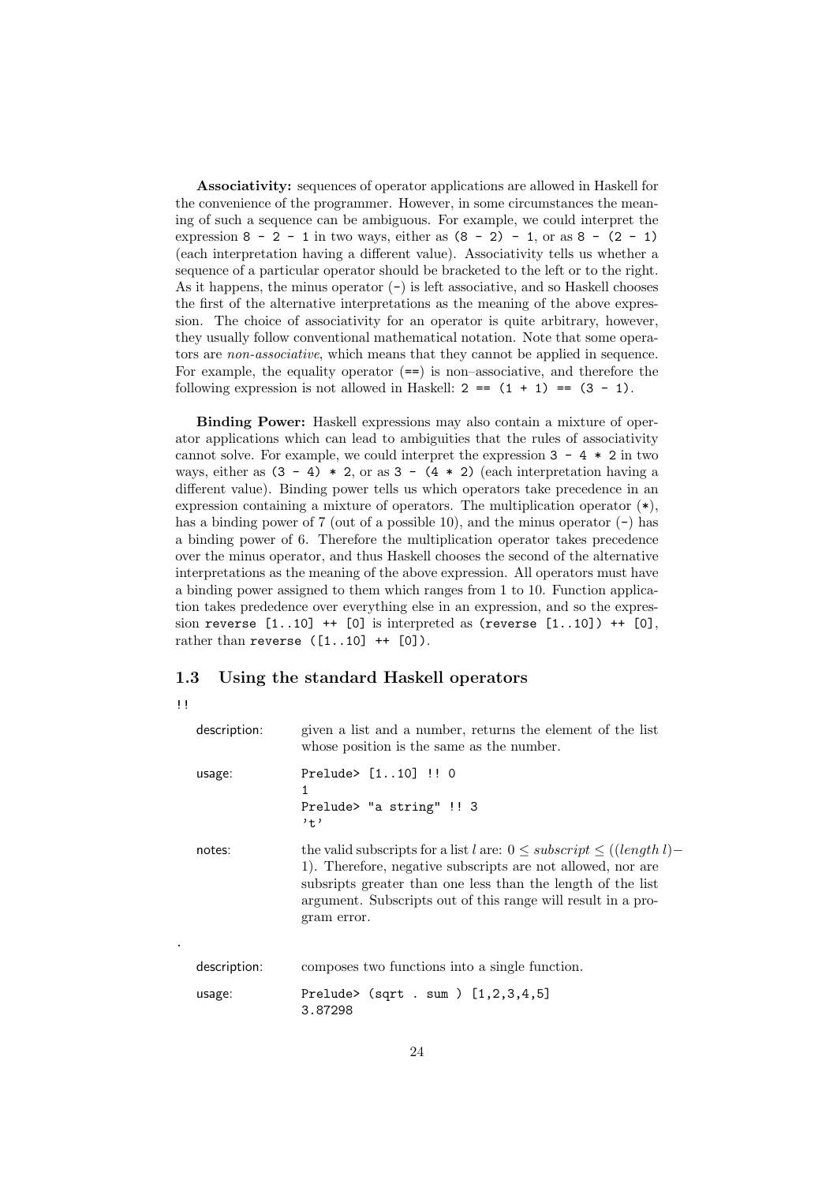**Associativity:** sequences of operator applications are allowed in Haskell for the convenience of the programmer. However, in some circumstances the meaning of such a sequence can be ambiguous. For example, we could interpret the expression `8 - 2 - 1` in two ways, either as `(8 - 2) - 1`, or as `8 - (2 - 1)` (each interpretation having a different value). Associativity tells us whether a sequence of a particular operator should be bracketed to the left or to the right. As it happens, the minus operator (`-`) is left associative, and so Haskell chooses the first of the alternative interpretations as the meaning of the above expression. The choice of associativity for an operator is quite arbitrary, however, they usually follow conventional mathematical notation. Note that some operators are *non-associative*, which means that they cannot be applied in sequence. For example, the equality operator (`==`) is non–associative, and therefore the following expression is not allowed in Haskell: `2 == (1 + 1) == (3 - 1)`.

**Binding Power:** Haskell expressions may also contain a mixture of operator applications which can lead to ambiguities that the rules of associativity cannot solve. For example, we could interpret the expression `3 - 4 * 2` in two ways, either as `(3 - 4) * 2`, or as `3 - (4 * 2)` (each interpretation having a different value). Binding power tells us which operators take precedence in an expression containing a mixture of operators. The multiplication operator (`*`), has a binding power of 7 (out of a possible 10), and the minus operator (`-`) has a binding power of 6. Therefore the multiplication operator takes precedence over the minus operator, and thus Haskell chooses the second of the alternative interpretations as the meaning of the above expression. All operators must have a binding power assigned to them which ranges from 1 to 10. Function application takes predecence over everything else in an expression, and so the expression `reverse [1..10] ++ [0]` is interpreted as `(reverse [1..10]) ++ [0]`, rather than `reverse ([1..10] ++ [0])`.

## 1.3 Using the standard Haskell operators

`!!`

description: given a list and a number, returns the element of the list whose position is the same as the number.

usage:

```
Prelude> [1..10] !! 0
1
Prelude> "a string" !! 3
't'
```

notes: the valid subscripts for a list $l$ are: $0 \leq subscript \leq ((length\ l) - 1)$. Therefore, negative subscripts are not allowed, nor are subsripts greater than one less than the length of the list argument. Subscripts out of this range will result in a program error.

`.`

description: composes two functions into a single function.

usage:

```
Prelude> (sqrt . sum ) [1,2,3,4,5]
3.87298
```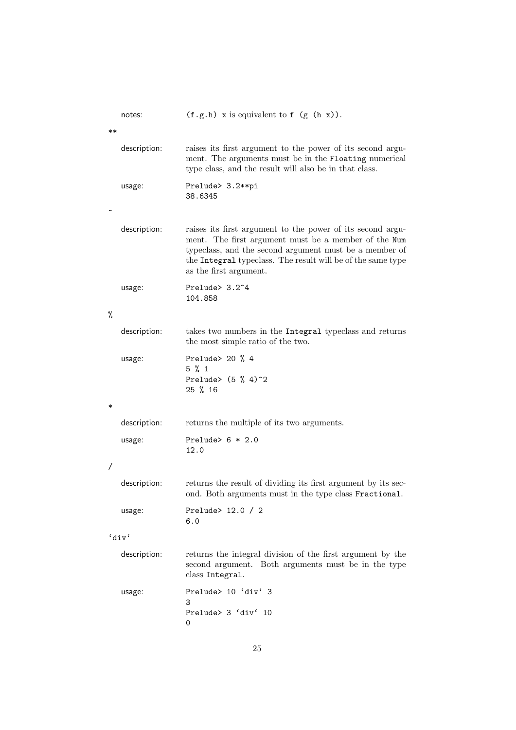notes: `(f.g.h) x` is equivalent to `f (g (h x))`.

**

description: raises its first argument to the power of its second argument. The arguments must be in the `Floating` numerical type class, and the result will also be in that class.

usage:
```
Prelude> 3.2**pi
38.6345
```

^

description: raises its first argument to the power of its second argument. The first argument must be a member of the `Num` typeclass, and the second argument must be a member of the `Integral` typeclass. The result will be of the same type as the first argument.

usage:
```
Prelude> 3.2^4
104.858
```

%

description: takes two numbers in the `Integral` typeclass and returns the most simple ratio of the two.

usage:
```
Prelude> 20 % 4
5 % 1
Prelude> (5 % 4)^2
25 % 16
```

*

description: returns the multiple of its two arguments.

usage:
```
Prelude> 6 * 2.0
12.0
```

/

description: returns the result of dividing its first argument by its second. Both arguments must in the type class `Fractional`.

usage:
```
Prelude> 12.0 / 2
6.0
```

`div`

description: returns the integral division of the first argument by the second argument. Both arguments must be in the type class `Integral`.

usage:
```
Prelude> 10 `div` 3
3
Prelude> 3 `div` 10
0
```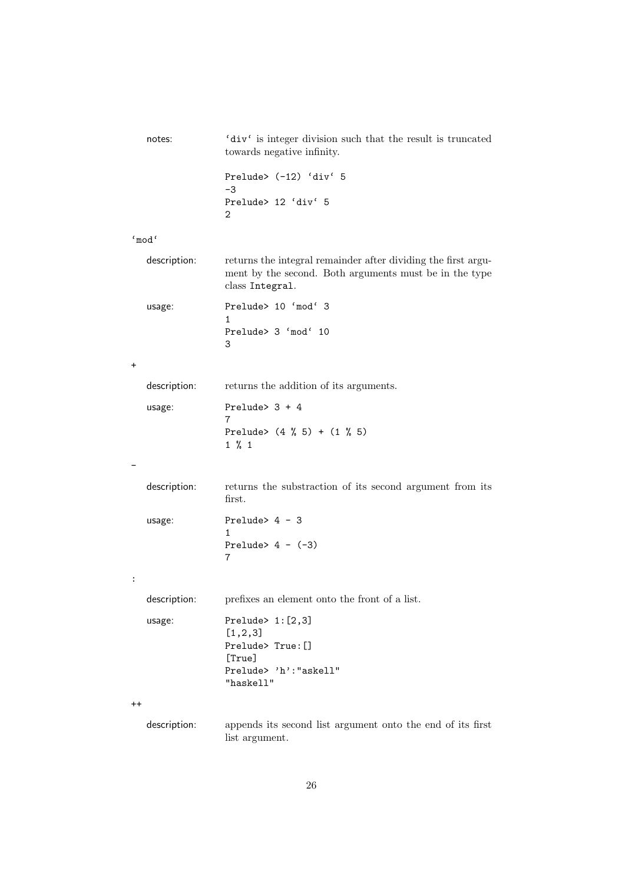notes: `div` is integer division such that the result is truncated towards negative infinity.

```
Prelude> (-12) `div` 5
-3
Prelude> 12 `div` 5
2
```

### `mod`

description: returns the integral remainder after dividing the first argument by the second. Both arguments must be in the type class `Integral`.

usage:

```
Prelude> 10 `mod` 3
1
Prelude> 3 `mod` 10
3
```

### +

description: returns the addition of its arguments.

usage:

```
Prelude> 3 + 4
7
Prelude> (4 % 5) + (1 % 5)
1 % 1
```

### -

description: returns the substraction of its second argument from its first.

usage:

```
Prelude> 4 - 3
1
Prelude> 4 - (-3)
7
```

### :

description: prefixes an element onto the front of a list.

usage:

```
Prelude> 1:[2,3]
[1,2,3]
Prelude> True:[]
[True]
Prelude> 'h':"askell"
"haskell"
```

### ++

description: appends its second list argument onto the end of its first list argument.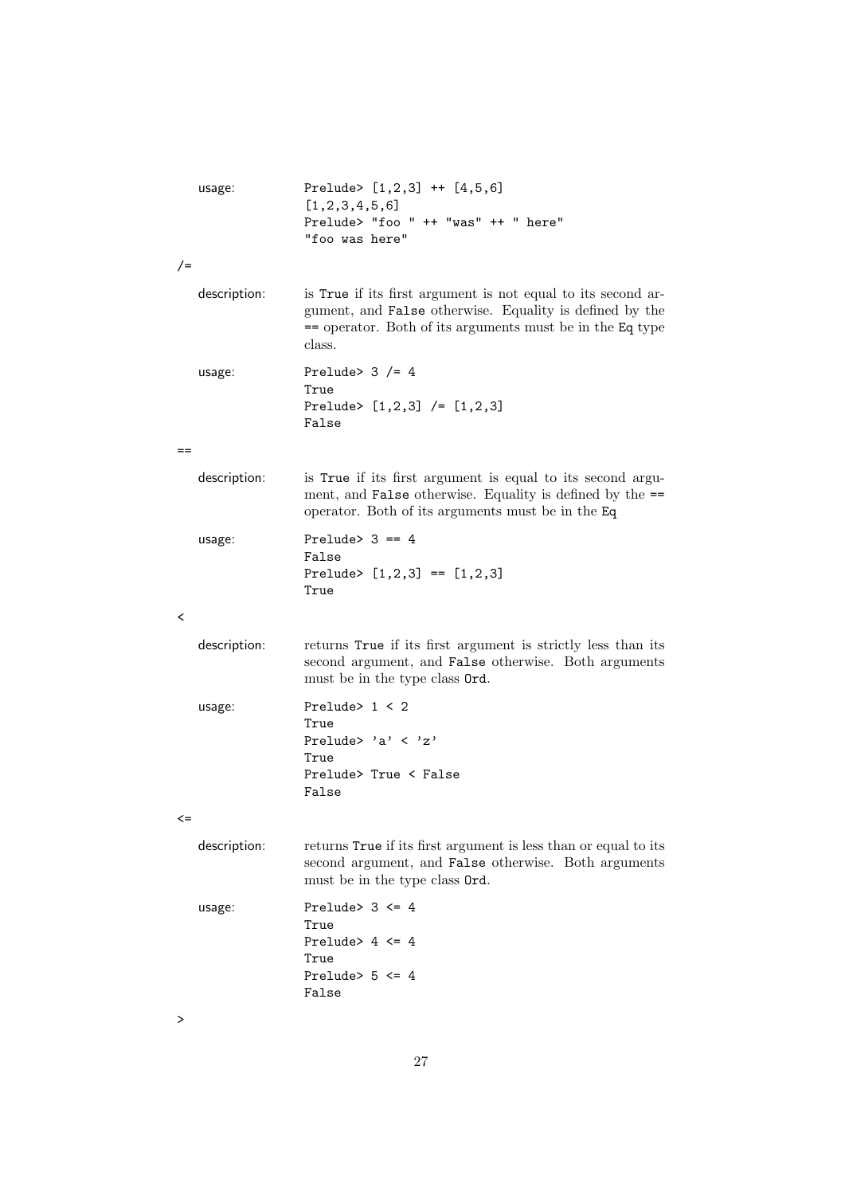usage:

```
Prelude> [1,2,3] ++ [4,5,6]
[1,2,3,4,5,6]
Prelude> "foo " ++ "was" ++ " here"
"foo was here"
```

/=

description: is `True` if its first argument is not equal to its second argument, and `False` otherwise. Equality is defined by the `==` operator. Both of its arguments must be in the `Eq` type class.

usage:

```
Prelude> 3 /= 4
True
Prelude> [1,2,3] /= [1,2,3]
False
```

==

description: is `True` if its first argument is equal to its second argument, and `False` otherwise. Equality is defined by the `==` operator. Both of its arguments must be in the `Eq`

usage:

```
Prelude> 3 == 4
False
Prelude> [1,2,3] == [1,2,3]
True
```

<

description: returns `True` if its first argument is strictly less than its second argument, and `False` otherwise. Both arguments must be in the type class `Ord`.

usage:

```
Prelude> 1 < 2
True
Prelude> 'a' < 'z'
True
Prelude> True < False
False
```

<=

description: returns `True` if its first argument is less than or equal to its second argument, and `False` otherwise. Both arguments must be in the type class `Ord`.

usage:

```
Prelude> 3 <= 4
True
Prelude> 4 <= 4
True
Prelude> 5 <= 4
False
```

>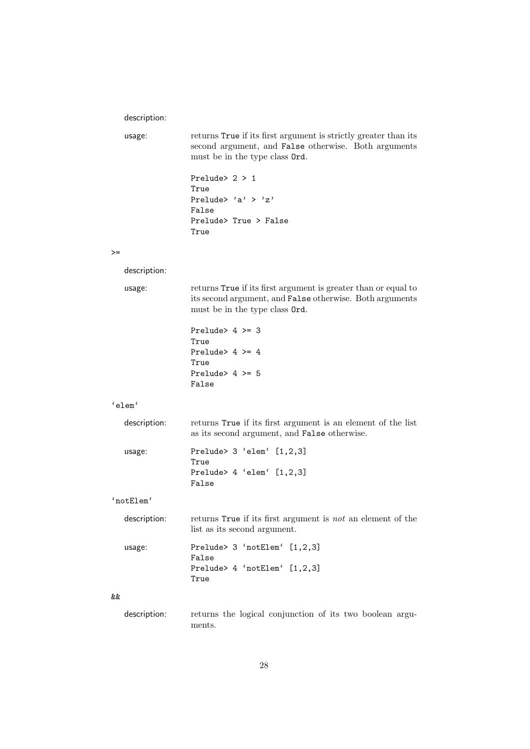description:

usage: returns `True` if its first argument is strictly greater than its second argument, and `False` otherwise. Both arguments must be in the type class `Ord`.

```
Prelude> 2 > 1
True
Prelude> 'a' > 'z'
False
Prelude> True > False
True
```

`>=`

description:

usage: returns `True` if its first argument is greater than or equal to its second argument, and `False` otherwise. Both arguments must be in the type class `Ord`.

```
Prelude> 4 >= 3
True
Prelude> 4 >= 4
True
Prelude> 4 >= 5
False
```

`` `elem` ``

description: returns `True` if its first argument is an element of the list as its second argument, and `False` otherwise.

usage:

```
Prelude> 3 `elem` [1,2,3]
True
Prelude> 4 `elem` [1,2,3]
False
```

`` `notElem` ``

description: returns `True` if its first argument is *not* an element of the list as its second argument.

usage:

```
Prelude> 3 `notElem` [1,2,3]
False
Prelude> 4 `notElem` [1,2,3]
True
```

`&&`

description: returns the logical conjunction of its two boolean arguments.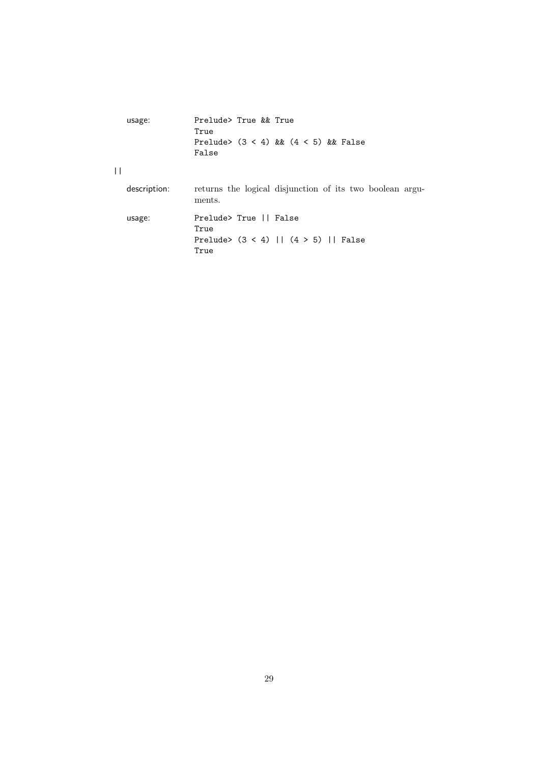usage:

```
Prelude> True && True
True
Prelude> (3 < 4) && (4 < 5) && False
False
```

||

description: returns the logical disjunction of its two boolean arguments.

usage:

```
Prelude> True || False
True
Prelude> (3 < 4) || (4 > 5) || False
True
```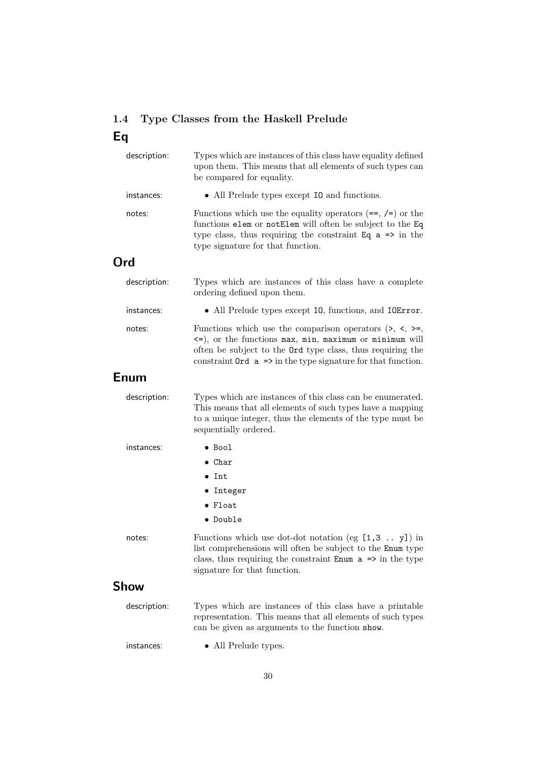## 1.4 Type Classes from the Haskell Prelude

### Eq

**description:** Types which are instances of this class have equality defined upon them. This means that all elements of such types can be compared for equality.

**instances:**

- All Prelude types except `IO` and functions.

**notes:** Functions which use the equality operators (`==`, `/=`) or the functions `elem` or `notElem` will often be subject to the `Eq` type class, thus requiring the constraint `Eq a =>` in the type signature for that function.

### Ord

**description:** Types which are instances of this class have a complete ordering defined upon them.

**instances:**

- All Prelude types except `IO`, functions, and `IOError`.

**notes:** Functions which use the comparison operators (`>`, `<`, `>=`, `<=`), or the functions `max`, `min`, `maximum` or `minimum` will often be subject to the `Ord` type class, thus requiring the constraint `Ord a =>` in the type signature for that function.

### Enum

**description:** Types which are instances of this class can be enumerated. This means that all elements of such types have a mapping to a unique integer, thus the elements of the type must be sequentially ordered.

**instances:**

- `Bool`
- `Char`
- `Int`
- `Integer`
- `Float`
- `Double`

**notes:** Functions which use dot-dot notation (eg `[1,3 .. y]`) in list comprehensions will often be subject to the `Enum` type class, thus requiring the constraint `Enum a =>` in the type signature for that function.

### Show

**description:** Types which are instances of this class have a printable representation. This means that all elements of such types can be given as arguments to the function `show`.

**instances:**

- All Prelude types.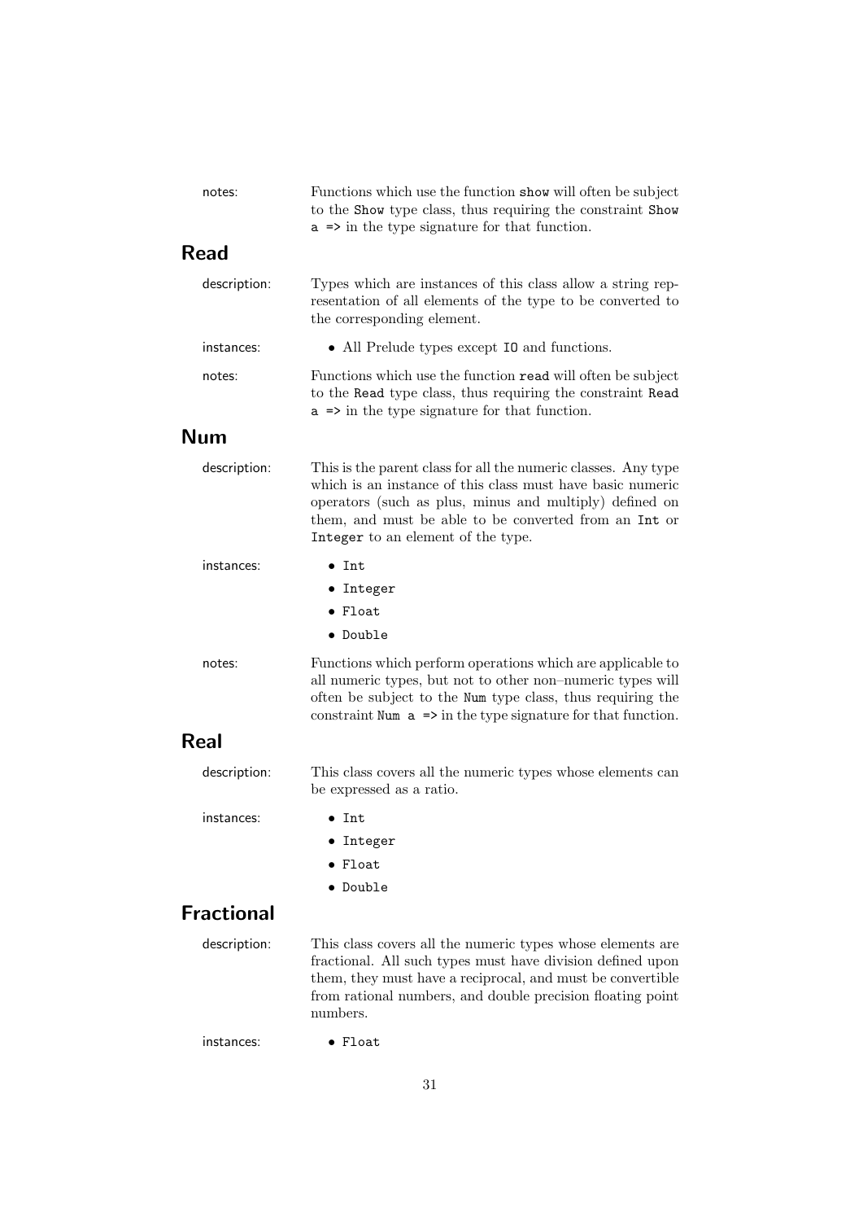notes: Functions which use the function `show` will often be subject to the `Show` type class, thus requiring the constraint `Show a =>` in the type signature for that function.

## Read

description: Types which are instances of this class allow a string representation of all elements of the type to be converted to the corresponding element.

instances:

- All Prelude types except `IO` and functions.

notes: Functions which use the function `read` will often be subject to the `Read` type class, thus requiring the constraint `Read a =>` in the type signature for that function.

## Num

description: This is the parent class for all the numeric classes. Any type which is an instance of this class must have basic numeric operators (such as plus, minus and multiply) defined on them, and must be able to be converted from an `Int` or `Integer` to an element of the type.

instances:

- `Int`
- `Integer`
- `Float`
- `Double`

notes: Functions which perform operations which are applicable to all numeric types, but not to other non–numeric types will often be subject to the `Num` type class, thus requiring the constraint `Num a =>` in the type signature for that function.

## Real

description: This class covers all the numeric types whose elements can be expressed as a ratio.

instances:

- `Int`
- `Integer`
- `Float`
- `Double`

## Fractional

description: This class covers all the numeric types whose elements are fractional. All such types must have division defined upon them, they must have a reciprocal, and must be convertible from rational numbers, and double precision floating point numbers.

instances:

- `Float`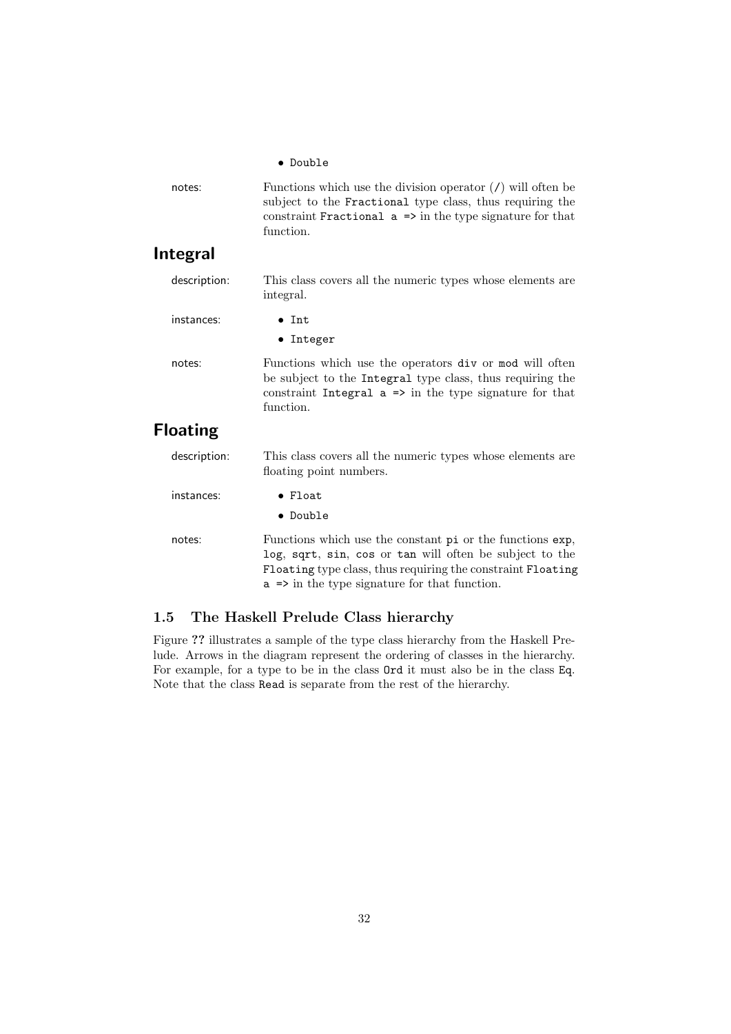- `Double`

notes: Functions which use the division operator (`/`) will often be subject to the `Fractional` type class, thus requiring the constraint `Fractional a =>` in the type signature for that function.

## Integral

description: This class covers all the numeric types whose elements are integral.

instances:

- `Int`
- `Integer`

notes: Functions which use the operators `div` or `mod` will often be subject to the `Integral` type class, thus requiring the constraint `Integral a =>` in the type signature for that function.

## Floating

description: This class covers all the numeric types whose elements are floating point numbers.

instances:

- `Float`
- `Double`

notes: Functions which use the constant `pi` or the functions `exp`, `log`, `sqrt`, `sin`, `cos` or `tan` will often be subject to the `Floating` type class, thus requiring the constraint `Floating a =>` in the type signature for that function.

### 1.5 The Haskell Prelude Class hierarchy

Figure **??** illustrates a sample of the type class hierarchy from the Haskell Prelude. Arrows in the diagram represent the ordering of classes in the hierarchy. For example, for a type to be in the class `Ord` it must also be in the class `Eq`. Note that the class `Read` is separate from the rest of the hierarchy.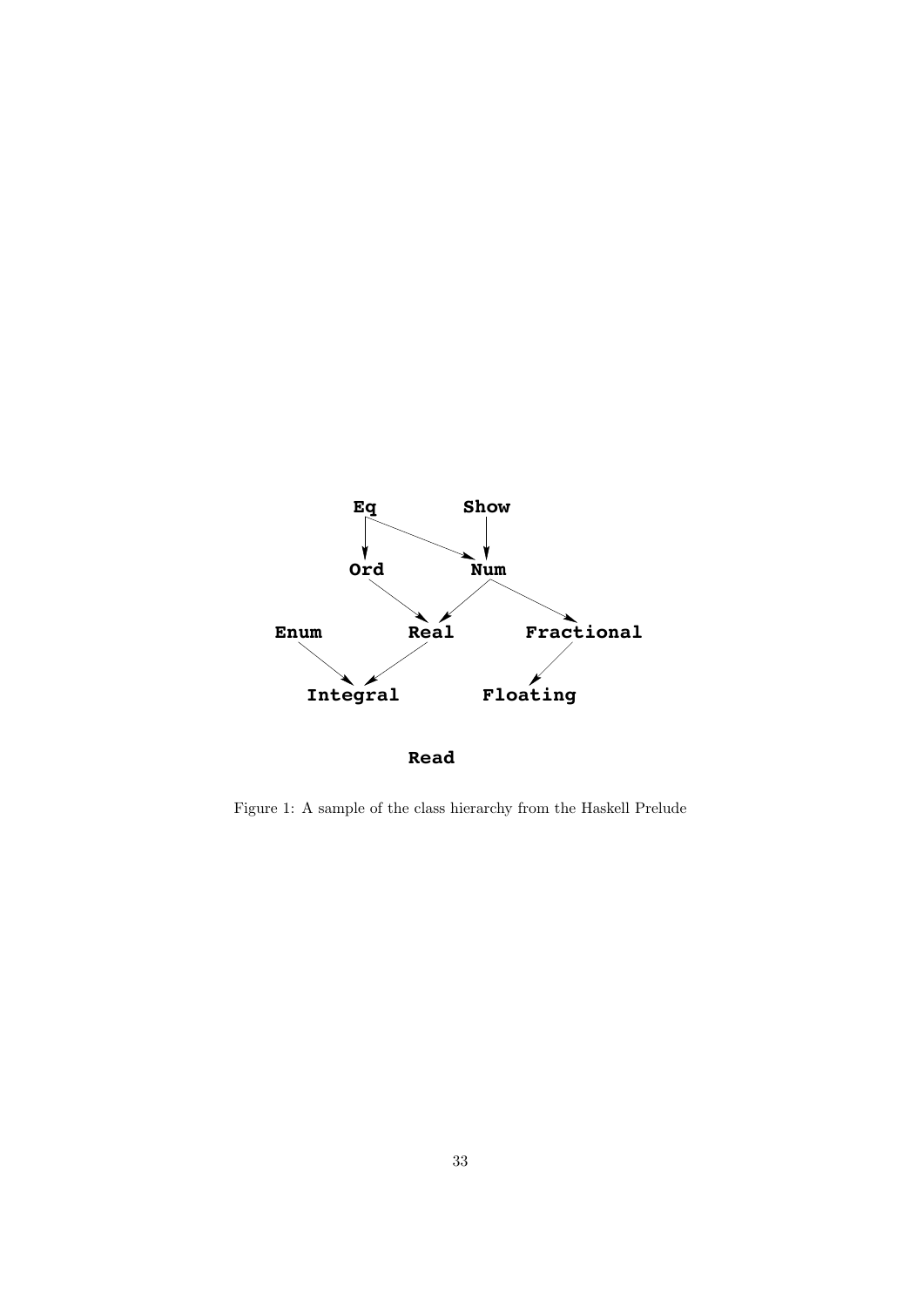Eq

Show

Ord

Num

Enum

Real

Fractional

Integral

Floating

Read

Figure 1: A sample of the class hierarchy from the Haskell Prelude